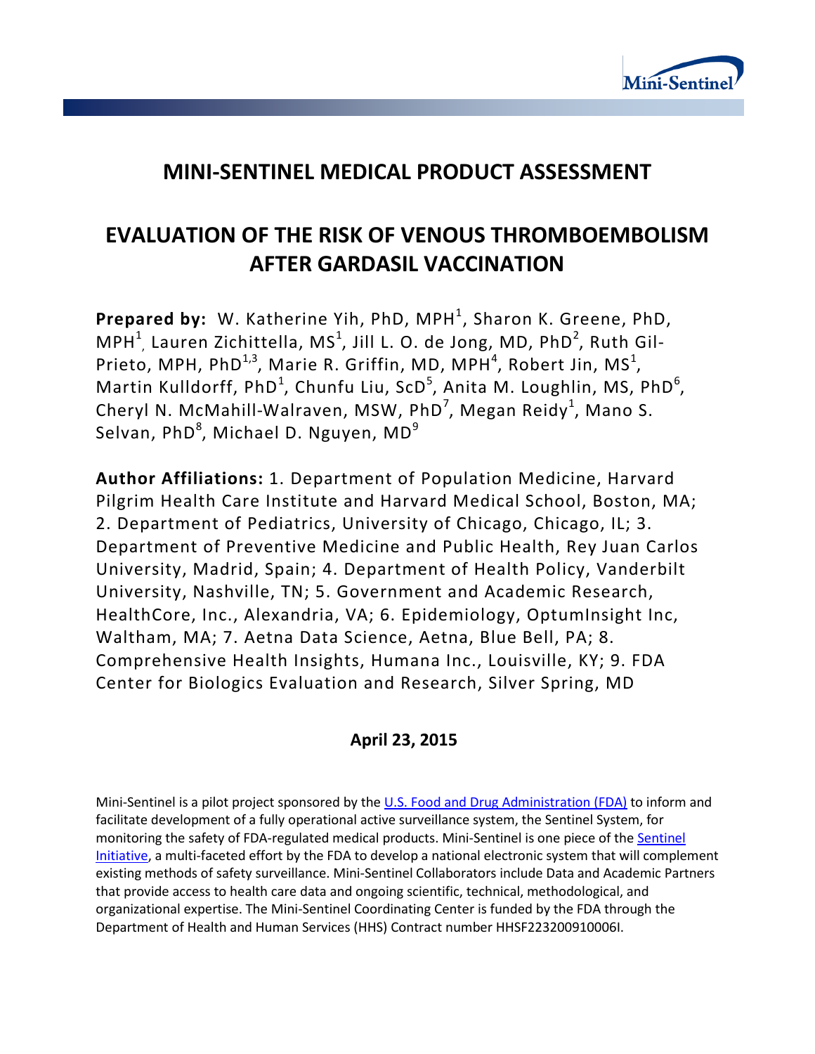# MINI-SENTINEL MEDICAL PRODUCT ASSESSMENT

# EVALUATION OF THE RISK OF VENOUS THROMBOEMBOLISM AFTER GARDASIL VACCINATION

**Prepared by:** W. Katherine Yih, PhD, MPH[1], Sharon K. Greene, PhD, MPH[1], Lauren Zichittella, MS[1], Jill L. O. de Jong, MD, PhD[2], Ruth Gil-Prieto, MPH, PhD[1,3], Marie R. Griffin, MD, MPH[4], Robert Jin, MS[1], Martin Kulldorff, PhD[1], Chunfu Liu, ScD[5], Anita M. Loughlin, MS, PhD[6], Cheryl N. McMahill-Walraven, MSW, PhD[7], Megan Reidy[1], Mano S. Selvan, PhD[8], Michael D. Nguyen, MD[9]

**Author Affiliations:** 1. Department of Population Medicine, Harvard Pilgrim Health Care Institute and Harvard Medical School, Boston, MA; 2. Department of Pediatrics, University of Chicago, Chicago, IL; 3. Department of Preventive Medicine and Public Health, Rey Juan Carlos University, Madrid, Spain; 4. Department of Health Policy, Vanderbilt University, Nashville, TN; 5. Government and Academic Research, HealthCore, Inc., Alexandria, VA; 6. Epidemiology, OptumInsight Inc, Waltham, MA; 7. Aetna Data Science, Aetna, Blue Bell, PA; 8. Comprehensive Health Insights, Humana Inc., Louisville, KY; 9. FDA Center for Biologics Evaluation and Research, Silver Spring, MD

**April 23, 2015**

Mini-Sentinel is a pilot project sponsored by the U.S. Food and Drug Administration (FDA) to inform and facilitate development of a fully operational active surveillance system, the Sentinel System, for monitoring the safety of FDA-regulated medical products. Mini-Sentinel is one piece of the Sentinel Initiative, a multi-faceted effort by the FDA to develop a national electronic system that will complement existing methods of safety surveillance. Mini-Sentinel Collaborators include Data and Academic Partners that provide access to health care data and ongoing scientific, technical, methodological, and organizational expertise. The Mini-Sentinel Coordinating Center is funded by the FDA through the Department of Health and Human Services (HHS) Contract number HHSF223200910006I.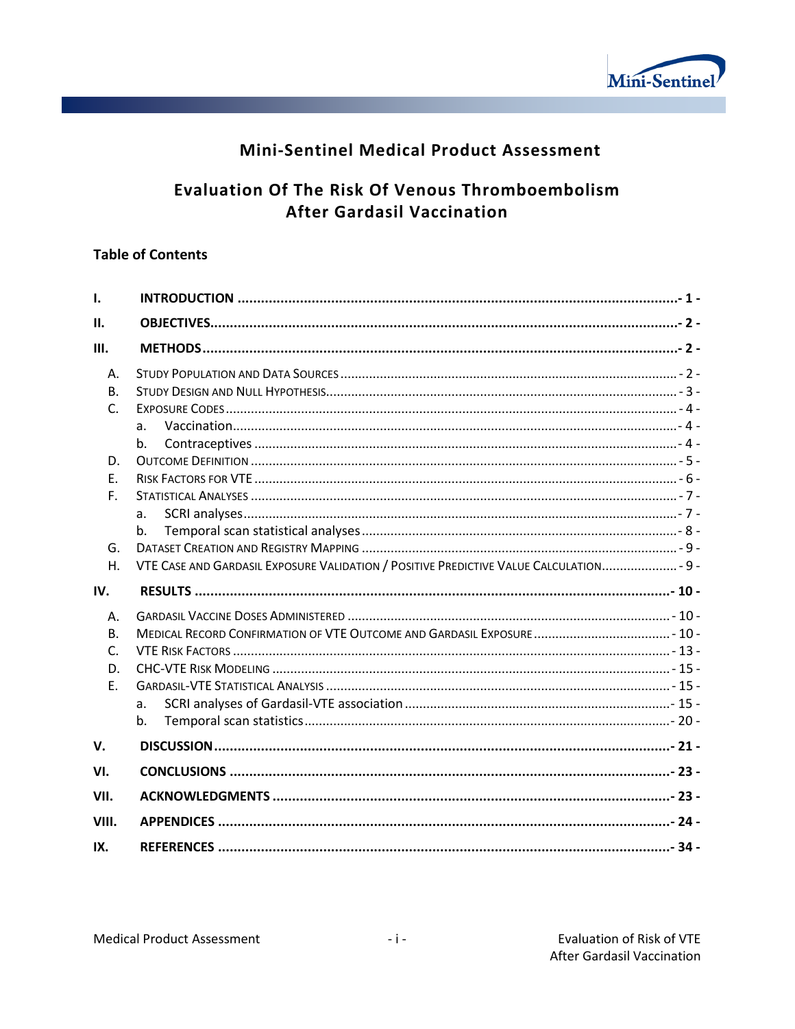# Mini-Sentinel Medical Product Assessment

## Evaluation Of The Risk Of Venous Thromboembolism After Gardasil Vaccination

### Table of Contents

**I. INTRODUCTION** ........ - 1 -

**II. OBJECTIVES** ........ - 2 -

**III. METHODS** ........ - 2 -

- A. Study Population and Data Sources ........ - 2 -
- B. Study Design and Null Hypothesis ........ - 3 -
- C. Exposure Codes ........ - 4 -
  - a. Vaccination ........ - 4 -
  - b. Contraceptives ........ - 4 -
- D. Outcome Definition ........ - 5 -
- E. Risk Factors for VTE ........ - 6 -
- F. Statistical Analyses ........ - 7 -
  - a. SCRI analyses ........ - 7 -
  - b. Temporal scan statistical analyses ........ - 8 -
- G. Dataset Creation and Registry Mapping ........ - 9 -
- H. VTE Case and Gardasil Exposure Validation / Positive Predictive Value Calculation ........ - 9 -

**IV. RESULTS** ........ - 10 -

- A. Gardasil Vaccine Doses Administered ........ - 10 -
- B. Medical Record Confirmation of VTE Outcome and Gardasil Exposure ........ - 10 -
- C. VTE Risk Factors ........ - 13 -
- D. CHC-VTE Risk Modeling ........ - 15 -
- E. Gardasil-VTE Statistical Analysis ........ - 15 -
  - a. SCRI analyses of Gardasil-VTE association ........ - 15 -
  - b. Temporal scan statistics ........ - 20 -

**V. DISCUSSION** ........ - 21 -

**VI. CONCLUSIONS** ........ - 23 -

**VII. ACKNOWLEDGMENTS** ........ - 23 -

**VIII. APPENDICES** ........ - 24 -

**IX. REFERENCES** ........ - 34 -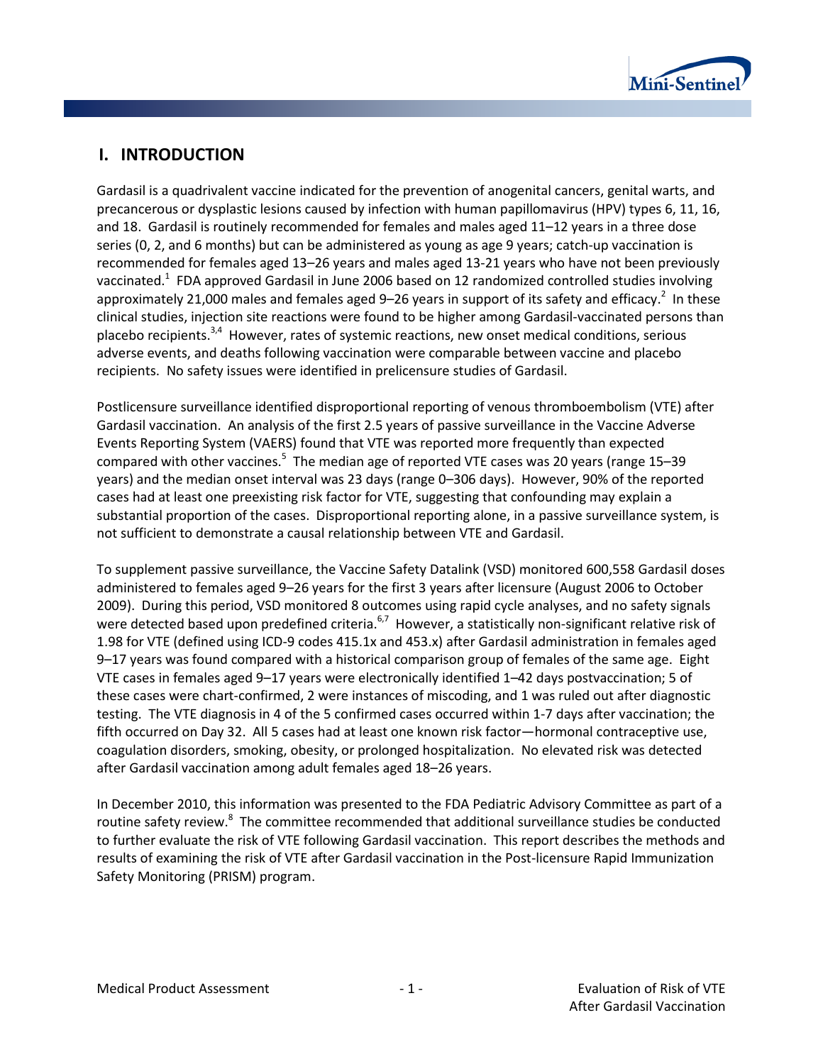## I. INTRODUCTION

Gardasil is a quadrivalent vaccine indicated for the prevention of anogenital cancers, genital warts, and precancerous or dysplastic lesions caused by infection with human papillomavirus (HPV) types 6, 11, 16, and 18. Gardasil is routinely recommended for females and males aged 11–12 years in a three dose series (0, 2, and 6 months) but can be administered as young as age 9 years; catch-up vaccination is recommended for females aged 13–26 years and males aged 13-21 years who have not been previously vaccinated.[1] FDA approved Gardasil in June 2006 based on 12 randomized controlled studies involving approximately 21,000 males and females aged 9–26 years in support of its safety and efficacy.[2] In these clinical studies, injection site reactions were found to be higher among Gardasil-vaccinated persons than placebo recipients.[3,4] However, rates of systemic reactions, new onset medical conditions, serious adverse events, and deaths following vaccination were comparable between vaccine and placebo recipients. No safety issues were identified in prelicensure studies of Gardasil.

Postlicensure surveillance identified disproportional reporting of venous thromboembolism (VTE) after Gardasil vaccination. An analysis of the first 2.5 years of passive surveillance in the Vaccine Adverse Events Reporting System (VAERS) found that VTE was reported more frequently than expected compared with other vaccines.[5] The median age of reported VTE cases was 20 years (range 15–39 years) and the median onset interval was 23 days (range 0–306 days). However, 90% of the reported cases had at least one preexisting risk factor for VTE, suggesting that confounding may explain a substantial proportion of the cases. Disproportional reporting alone, in a passive surveillance system, is not sufficient to demonstrate a causal relationship between VTE and Gardasil.

To supplement passive surveillance, the Vaccine Safety Datalink (VSD) monitored 600,558 Gardasil doses administered to females aged 9–26 years for the first 3 years after licensure (August 2006 to October 2009). During this period, VSD monitored 8 outcomes using rapid cycle analyses, and no safety signals were detected based upon predefined criteria.[6,7] However, a statistically non-significant relative risk of 1.98 for VTE (defined using ICD-9 codes 415.1x and 453.x) after Gardasil administration in females aged 9–17 years was found compared with a historical comparison group of females of the same age. Eight VTE cases in females aged 9–17 years were electronically identified 1–42 days postvaccination; 5 of these cases were chart-confirmed, 2 were instances of miscoding, and 1 was ruled out after diagnostic testing. The VTE diagnosis in 4 of the 5 confirmed cases occurred within 1-7 days after vaccination; the fifth occurred on Day 32. All 5 cases had at least one known risk factor—hormonal contraceptive use, coagulation disorders, smoking, obesity, or prolonged hospitalization. No elevated risk was detected after Gardasil vaccination among adult females aged 18–26 years.

In December 2010, this information was presented to the FDA Pediatric Advisory Committee as part of a routine safety review.[8] The committee recommended that additional surveillance studies be conducted to further evaluate the risk of VTE following Gardasil vaccination. This report describes the methods and results of examining the risk of VTE after Gardasil vaccination in the Post-licensure Rapid Immunization Safety Monitoring (PRISM) program.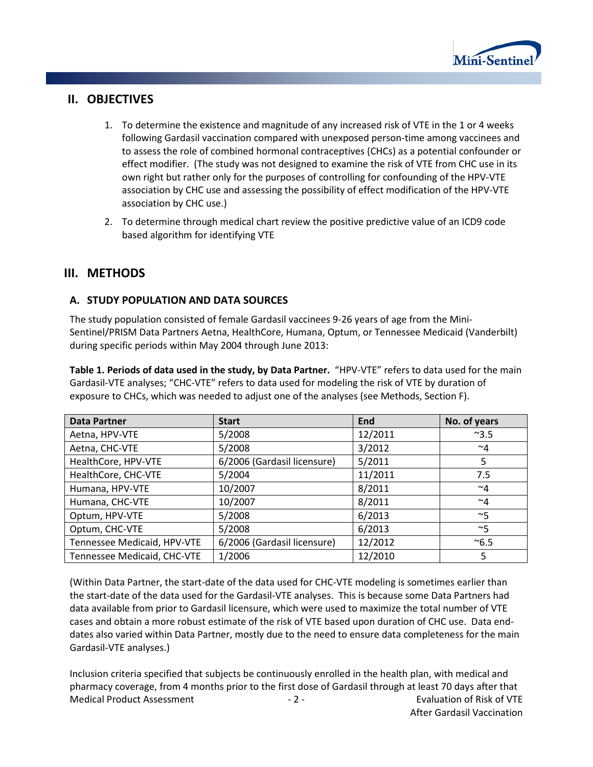## II. OBJECTIVES

1. To determine the existence and magnitude of any increased risk of VTE in the 1 or 4 weeks following Gardasil vaccination compared with unexposed person-time among vaccinees and to assess the role of combined hormonal contraceptives (CHCs) as a potential confounder or effect modifier. (The study was not designed to examine the risk of VTE from CHC use in its own right but rather only for the purposes of controlling for confounding of the HPV-VTE association by CHC use and assessing the possibility of effect modification of the HPV-VTE association by CHC use.)
2. To determine through medical chart review the positive predictive value of an ICD9 code based algorithm for identifying VTE

## III. METHODS

### A. STUDY POPULATION AND DATA SOURCES

The study population consisted of female Gardasil vaccinees 9-26 years of age from the Mini-Sentinel/PRISM Data Partners Aetna, HealthCore, Humana, Optum, or Tennessee Medicaid (Vanderbilt) during specific periods within May 2004 through June 2013:

**Table 1. Periods of data used in the study, by Data Partner.** "HPV-VTE" refers to data used for the main Gardasil-VTE analyses; "CHC-VTE" refers to data used for modeling the risk of VTE by duration of exposure to CHCs, which was needed to adjust one of the analyses (see Methods, Section F).

| Data Partner | Start | End | No. of years |
|---|---|---|---|
| Aetna, HPV-VTE | 5/2008 | 12/2011 | ~3.5 |
| Aetna, CHC-VTE | 5/2008 | 3/2012 | ~4 |
| HealthCore, HPV-VTE | 6/2006 (Gardasil licensure) | 5/2011 | 5 |
| HealthCore, CHC-VTE | 5/2004 | 11/2011 | 7.5 |
| Humana, HPV-VTE | 10/2007 | 8/2011 | ~4 |
| Humana, CHC-VTE | 10/2007 | 8/2011 | ~4 |
| Optum, HPV-VTE | 5/2008 | 6/2013 | ~5 |
| Optum, CHC-VTE | 5/2008 | 6/2013 | ~5 |
| Tennessee Medicaid, HPV-VTE | 6/2006 (Gardasil licensure) | 12/2012 | ~6.5 |
| Tennessee Medicaid, CHC-VTE | 1/2006 | 12/2010 | 5 |

(Within Data Partner, the start-date of the data used for CHC-VTE modeling is sometimes earlier than the start-date of the data used for the Gardasil-VTE analyses. This is because some Data Partners had data available from prior to Gardasil licensure, which were used to maximize the total number of VTE cases and obtain a more robust estimate of the risk of VTE based upon duration of CHC use. Data end-dates also varied within Data Partner, mostly due to the need to ensure data completeness for the main Gardasil-VTE analyses.)

Inclusion criteria specified that subjects be continuously enrolled in the health plan, with medical and pharmacy coverage, from 4 months prior to the first dose of Gardasil through at least 70 days after that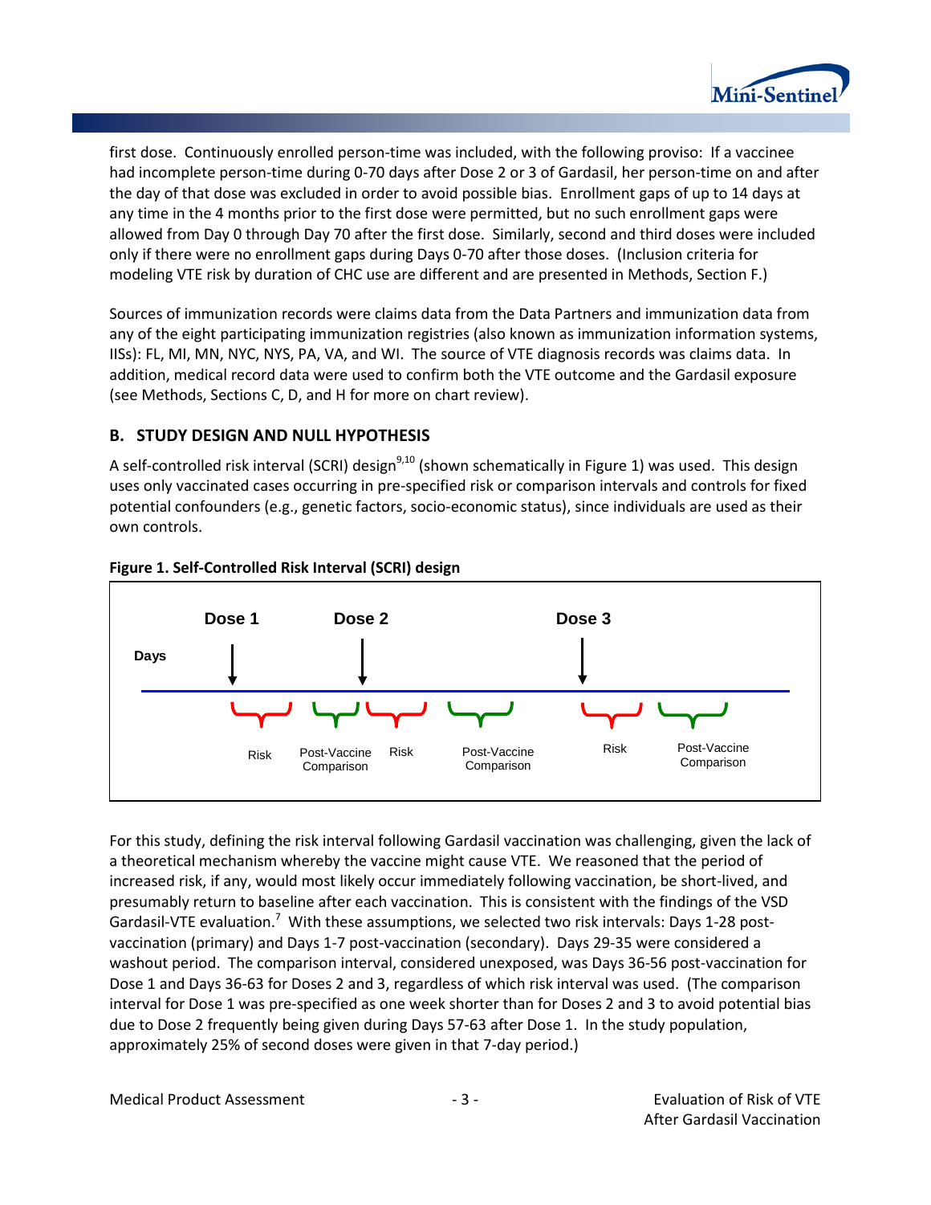first dose. Continuously enrolled person-time was included, with the following proviso: If a vaccinee had incomplete person-time during 0-70 days after Dose 2 or 3 of Gardasil, her person-time on and after the day of that dose was excluded in order to avoid possible bias. Enrollment gaps of up to 14 days at any time in the 4 months prior to the first dose were permitted, but no such enrollment gaps were allowed from Day 0 through Day 70 after the first dose. Similarly, second and third doses were included only if there were no enrollment gaps during Days 0-70 after those doses. (Inclusion criteria for modeling VTE risk by duration of CHC use are different and are presented in Methods, Section F.)

Sources of immunization records were claims data from the Data Partners and immunization data from any of the eight participating immunization registries (also known as immunization information systems, IISs): FL, MI, MN, NYC, NYS, PA, VA, and WI. The source of VTE diagnosis records was claims data. In addition, medical record data were used to confirm both the VTE outcome and the Gardasil exposure (see Methods, Sections C, D, and H for more on chart review).

## B. STUDY DESIGN AND NULL HYPOTHESIS

A self-controlled risk interval (SCRI) design[9,10] (shown schematically in Figure 1) was used. This design uses only vaccinated cases occurring in pre-specified risk or comparison intervals and controls for fixed potential confounders (e.g., genetic factors, socio-economic status), since individuals are used as their own controls.

**Figure 1. Self-Controlled Risk Interval (SCRI) design**

Dose 1
Dose 2
Dose 3
Days
Risk
Post-Vaccine Comparison
Risk
Post-Vaccine Comparison
Risk
Post-Vaccine Comparison

For this study, defining the risk interval following Gardasil vaccination was challenging, given the lack of a theoretical mechanism whereby the vaccine might cause VTE. We reasoned that the period of increased risk, if any, would most likely occur immediately following vaccination, be short-lived, and presumably return to baseline after each vaccination. This is consistent with the findings of the VSD Gardasil-VTE evaluation.[7] With these assumptions, we selected two risk intervals: Days 1-28 post-vaccination (primary) and Days 1-7 post-vaccination (secondary). Days 29-35 were considered a washout period. The comparison interval, considered unexposed, was Days 36-56 post-vaccination for Dose 1 and Days 36-63 for Doses 2 and 3, regardless of which risk interval was used. (The comparison interval for Dose 1 was pre-specified as one week shorter than for Doses 2 and 3 to avoid potential bias due to Dose 2 frequently being given during Days 57-63 after Dose 1. In the study population, approximately 25% of second doses were given in that 7-day period.)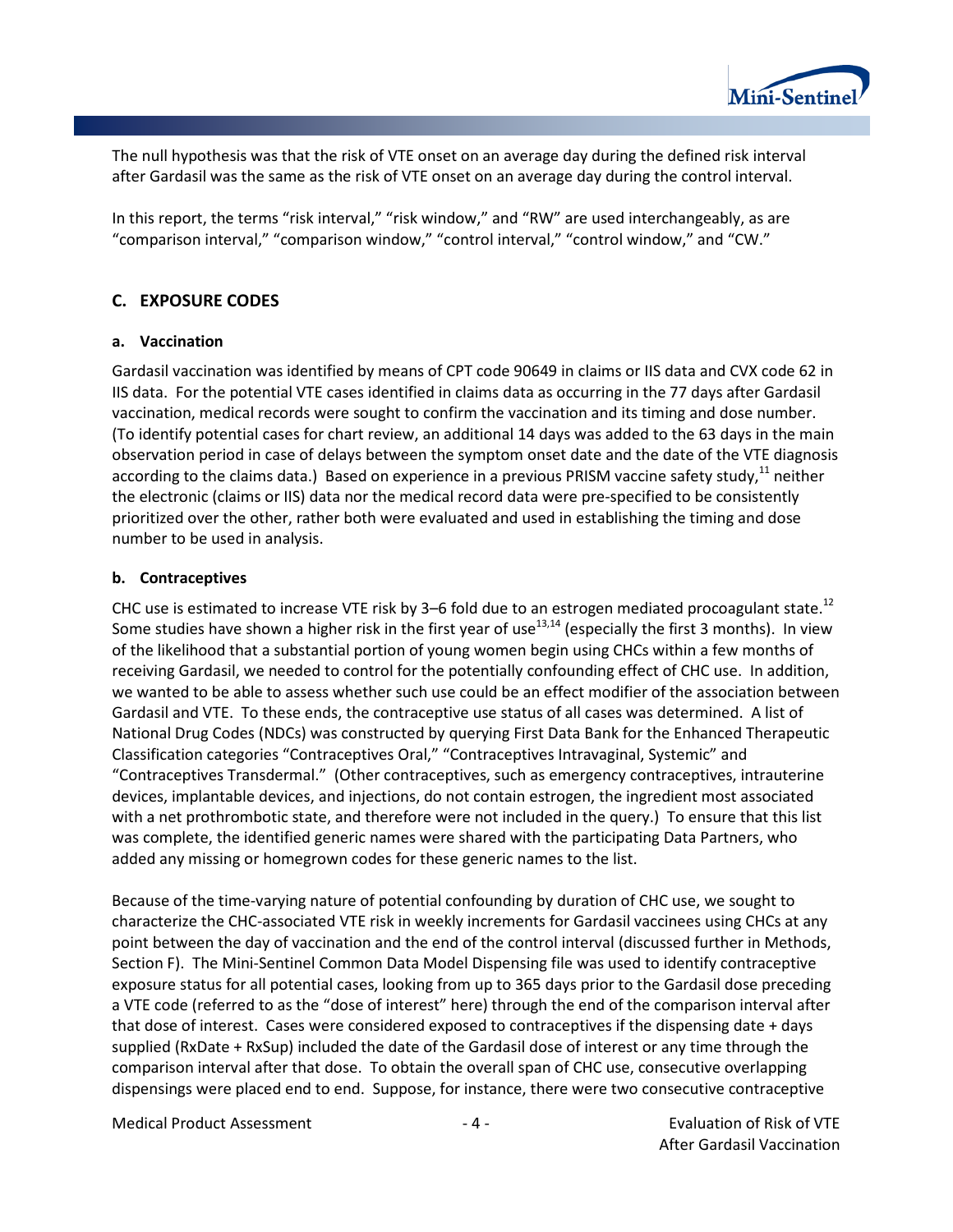The null hypothesis was that the risk of VTE onset on an average day during the defined risk interval after Gardasil was the same as the risk of VTE onset on an average day during the control interval.

In this report, the terms "risk interval," "risk window," and "RW" are used interchangeably, as are "comparison interval," "comparison window," "control interval," "control window," and "CW."

## C. EXPOSURE CODES

### a. Vaccination

Gardasil vaccination was identified by means of CPT code 90649 in claims or IIS data and CVX code 62 in IIS data. For the potential VTE cases identified in claims data as occurring in the 77 days after Gardasil vaccination, medical records were sought to confirm the vaccination and its timing and dose number. (To identify potential cases for chart review, an additional 14 days was added to the 63 days in the main observation period in case of delays between the symptom onset date and the date of the VTE diagnosis according to the claims data.) Based on experience in a previous PRISM vaccine safety study,[11] neither the electronic (claims or IIS) data nor the medical record data were pre-specified to be consistently prioritized over the other, rather both were evaluated and used in establishing the timing and dose number to be used in analysis.

### b. Contraceptives

CHC use is estimated to increase VTE risk by 3–6 fold due to an estrogen mediated procoagulant state.[12] Some studies have shown a higher risk in the first year of use[13,14] (especially the first 3 months). In view of the likelihood that a substantial portion of young women begin using CHCs within a few months of receiving Gardasil, we needed to control for the potentially confounding effect of CHC use. In addition, we wanted to be able to assess whether such use could be an effect modifier of the association between Gardasil and VTE. To these ends, the contraceptive use status of all cases was determined. A list of National Drug Codes (NDCs) was constructed by querying First Data Bank for the Enhanced Therapeutic Classification categories "Contraceptives Oral," "Contraceptives Intravaginal, Systemic" and "Contraceptives Transdermal." (Other contraceptives, such as emergency contraceptives, intrauterine devices, implantable devices, and injections, do not contain estrogen, the ingredient most associated with a net prothrombotic state, and therefore were not included in the query.) To ensure that this list was complete, the identified generic names were shared with the participating Data Partners, who added any missing or homegrown codes for these generic names to the list.

Because of the time-varying nature of potential confounding by duration of CHC use, we sought to characterize the CHC-associated VTE risk in weekly increments for Gardasil vaccinees using CHCs at any point between the day of vaccination and the end of the control interval (discussed further in Methods, Section F). The Mini-Sentinel Common Data Model Dispensing file was used to identify contraceptive exposure status for all potential cases, looking from up to 365 days prior to the Gardasil dose preceding a VTE code (referred to as the "dose of interest" here) through the end of the comparison interval after that dose of interest. Cases were considered exposed to contraceptives if the dispensing date + days supplied (RxDate + RxSup) included the date of the Gardasil dose of interest or any time through the comparison interval after that dose. To obtain the overall span of CHC use, consecutive overlapping dispensings were placed end to end. Suppose, for instance, there were two consecutive contraceptive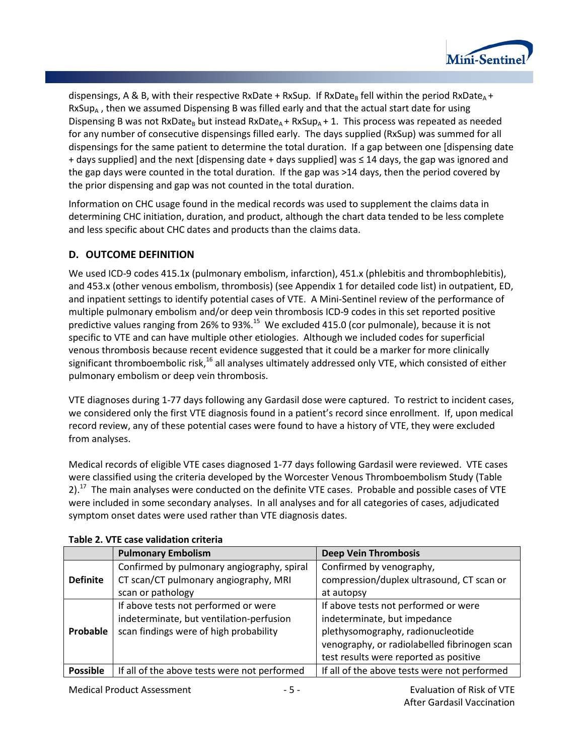dispensings, A & B, with their respective RxDate + RxSup. If $RxDate_B$ fell within the period $RxDate_A$ + $RxSup_A$ , then we assumed Dispensing B was filled early and that the actual start date for using Dispensing B was not $RxDate_B$ but instead $RxDate_A$ + $RxSup_A$ + 1. This process was repeated as needed for any number of consecutive dispensings filled early. The days supplied (RxSup) was summed for all dispensings for the same patient to determine the total duration. If a gap between one [dispensing date + days supplied] and the next [dispensing date + days supplied] was ≤ 14 days, the gap was ignored and the gap days were counted in the total duration. If the gap was >14 days, then the period covered by the prior dispensing and gap was not counted in the total duration.

Information on CHC usage found in the medical records was used to supplement the claims data in determining CHC initiation, duration, and product, although the chart data tended to be less complete and less specific about CHC dates and products than the claims data.

## D. OUTCOME DEFINITION

We used ICD-9 codes 415.1x (pulmonary embolism, infarction), 451.x (phlebitis and thrombophlebitis), and 453.x (other venous embolism, thrombosis) (see Appendix 1 for detailed code list) in outpatient, ED, and inpatient settings to identify potential cases of VTE. A Mini-Sentinel review of the performance of multiple pulmonary embolism and/or deep vein thrombosis ICD-9 codes in this set reported positive predictive values ranging from 26% to 93%.[15] We excluded 415.0 (cor pulmonale), because it is not specific to VTE and can have multiple other etiologies. Although we included codes for superficial venous thrombosis because recent evidence suggested that it could be a marker for more clinically significant thromboembolic risk,[16] all analyses ultimately addressed only VTE, which consisted of either pulmonary embolism or deep vein thrombosis.

VTE diagnoses during 1-77 days following any Gardasil dose were captured. To restrict to incident cases, we considered only the first VTE diagnosis found in a patient's record since enrollment. If, upon medical record review, any of these potential cases were found to have a history of VTE, they were excluded from analyses.

Medical records of eligible VTE cases diagnosed 1-77 days following Gardasil were reviewed. VTE cases were classified using the criteria developed by the Worcester Venous Thromboembolism Study (Table 2).[17] The main analyses were conducted on the definite VTE cases. Probable and possible cases of VTE were included in some secondary analyses. In all analyses and for all categories of cases, adjudicated symptom onset dates were used rather than VTE diagnosis dates.

**Table 2. VTE case validation criteria**

| | Pulmonary Embolism | Deep Vein Thrombosis |
|---|---|---|
| **Definite** | Confirmed by pulmonary angiography, spiral CT scan/CT pulmonary angiography, MRI scan or pathology | Confirmed by venography, compression/duplex ultrasound, CT scan or at autopsy |
| **Probable** | If above tests not performed or were indeterminate, but ventilation-perfusion scan findings were of high probability | If above tests not performed or were indeterminate, but impedance plethysomography, radionucleotide venography, or radiolabelled fibrinogen scan test results were reported as positive |
| **Possible** | If all of the above tests were not performed | If all of the above tests were not performed |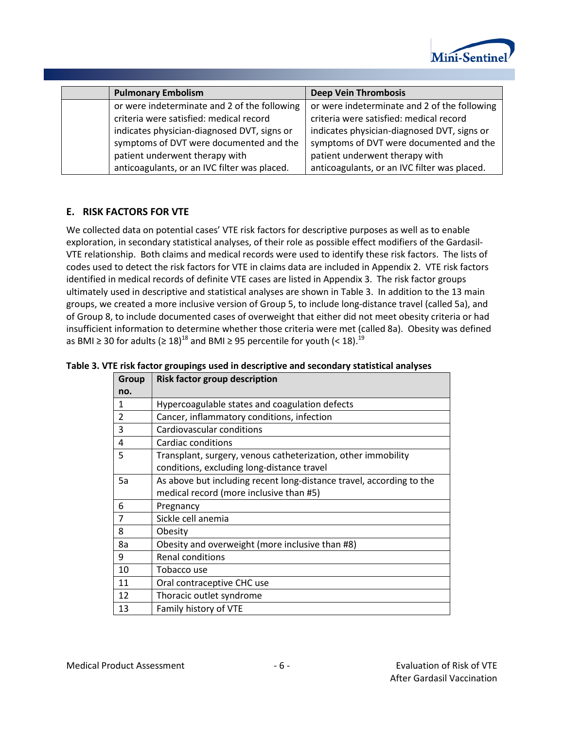| | Pulmonary Embolism | Deep Vein Thrombosis |
|---|---|---|
| | or were indeterminate and 2 of the following criteria were satisfied: medical record indicates physician-diagnosed DVT, signs or symptoms of DVT were documented and the patient underwent therapy with anticoagulants, or an IVC filter was placed. | or were indeterminate and 2 of the following criteria were satisfied: medical record indicates physician-diagnosed DVT, signs or symptoms of DVT were documented and the patient underwent therapy with anticoagulants, or an IVC filter was placed. |

## E. RISK FACTORS FOR VTE

We collected data on potential cases' VTE risk factors for descriptive purposes as well as to enable exploration, in secondary statistical analyses, of their role as possible effect modifiers of the Gardasil-VTE relationship. Both claims and medical records were used to identify these risk factors. The lists of codes used to detect the risk factors for VTE in claims data are included in Appendix 2. VTE risk factors identified in medical records of definite VTE cases are listed in Appendix 3. The risk factor groups ultimately used in descriptive and statistical analyses are shown in Table 3. In addition to the 13 main groups, we created a more inclusive version of Group 5, to include long-distance travel (called 5a), and of Group 8, to include documented cases of overweight that either did not meet obesity criteria or had insufficient information to determine whether those criteria were met (called 8a). Obesity was defined as BMI ≥ 30 for adults (≥ 18)[18] and BMI ≥ 95 percentile for youth (< 18).[19]

**Table 3. VTE risk factor groupings used in descriptive and secondary statistical analyses**

| Group no. | Risk factor group description |
|---|---|
| 1 | Hypercoagulable states and coagulation defects |
| 2 | Cancer, inflammatory conditions, infection |
| 3 | Cardiovascular conditions |
| 4 | Cardiac conditions |
| 5 | Transplant, surgery, venous catheterization, other immobility conditions, excluding long-distance travel |
| 5a | As above but including recent long-distance travel, according to the medical record (more inclusive than #5) |
| 6 | Pregnancy |
| 7 | Sickle cell anemia |
| 8 | Obesity |
| 8a | Obesity and overweight (more inclusive than #8) |
| 9 | Renal conditions |
| 10 | Tobacco use |
| 11 | Oral contraceptive CHC use |
| 12 | Thoracic outlet syndrome |
| 13 | Family history of VTE |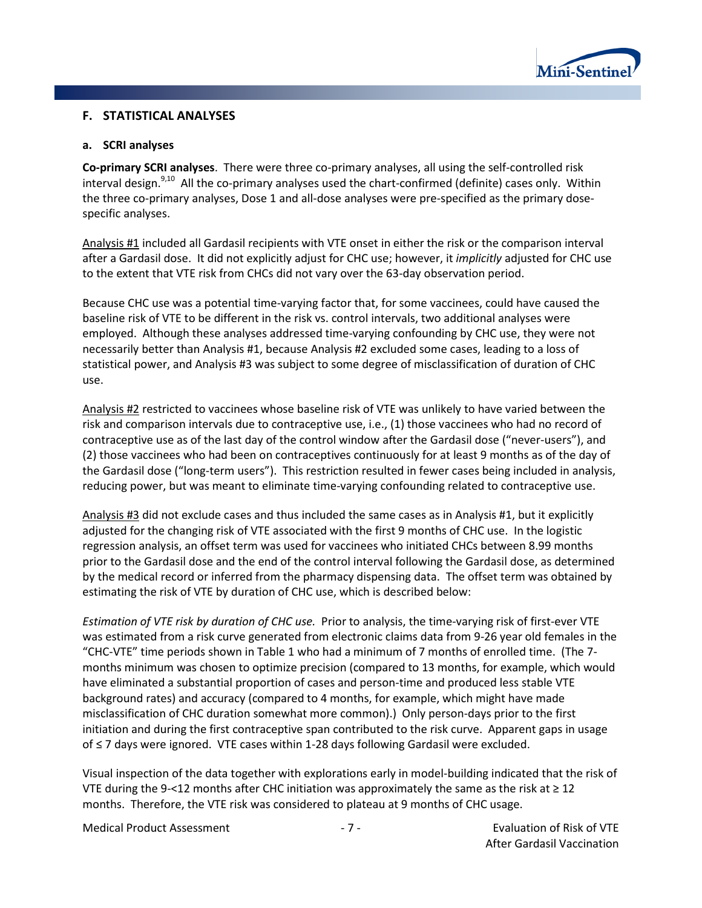## F. STATISTICAL ANALYSES

### a. SCRI analyses

**Co-primary SCRI analyses**. There were three co-primary analyses, all using the self-controlled risk interval design.[9,10] All the co-primary analyses used the chart-confirmed (definite) cases only. Within the three co-primary analyses, Dose 1 and all-dose analyses were pre-specified as the primary dose-specific analyses.

Analysis #1 included all Gardasil recipients with VTE onset in either the risk or the comparison interval after a Gardasil dose. It did not explicitly adjust for CHC use; however, it *implicitly* adjusted for CHC use to the extent that VTE risk from CHCs did not vary over the 63-day observation period.

Because CHC use was a potential time-varying factor that, for some vaccinees, could have caused the baseline risk of VTE to be different in the risk vs. control intervals, two additional analyses were employed. Although these analyses addressed time-varying confounding by CHC use, they were not necessarily better than Analysis #1, because Analysis #2 excluded some cases, leading to a loss of statistical power, and Analysis #3 was subject to some degree of misclassification of duration of CHC use.

Analysis #2 restricted to vaccinees whose baseline risk of VTE was unlikely to have varied between the risk and comparison intervals due to contraceptive use, i.e., (1) those vaccinees who had no record of contraceptive use as of the last day of the control window after the Gardasil dose ("never-users"), and (2) those vaccinees who had been on contraceptives continuously for at least 9 months as of the day of the Gardasil dose ("long-term users"). This restriction resulted in fewer cases being included in analysis, reducing power, but was meant to eliminate time-varying confounding related to contraceptive use.

Analysis #3 did not exclude cases and thus included the same cases as in Analysis #1, but it explicitly adjusted for the changing risk of VTE associated with the first 9 months of CHC use. In the logistic regression analysis, an offset term was used for vaccinees who initiated CHCs between 8.99 months prior to the Gardasil dose and the end of the control interval following the Gardasil dose, as determined by the medical record or inferred from the pharmacy dispensing data. The offset term was obtained by estimating the risk of VTE by duration of CHC use, which is described below:

*Estimation of VTE risk by duration of CHC use.* Prior to analysis, the time-varying risk of first-ever VTE was estimated from a risk curve generated from electronic claims data from 9-26 year old females in the "CHC-VTE" time periods shown in Table 1 who had a minimum of 7 months of enrolled time. (The 7-months minimum was chosen to optimize precision (compared to 13 months, for example, which would have eliminated a substantial proportion of cases and person-time and produced less stable VTE background rates) and accuracy (compared to 4 months, for example, which might have made misclassification of CHC duration somewhat more common).) Only person-days prior to the first initiation and during the first contraceptive span contributed to the risk curve. Apparent gaps in usage of ≤ 7 days were ignored. VTE cases within 1-28 days following Gardasil were excluded.

Visual inspection of the data together with explorations early in model-building indicated that the risk of VTE during the 9-<12 months after CHC initiation was approximately the same as the risk at ≥ 12 months. Therefore, the VTE risk was considered to plateau at 9 months of CHC usage.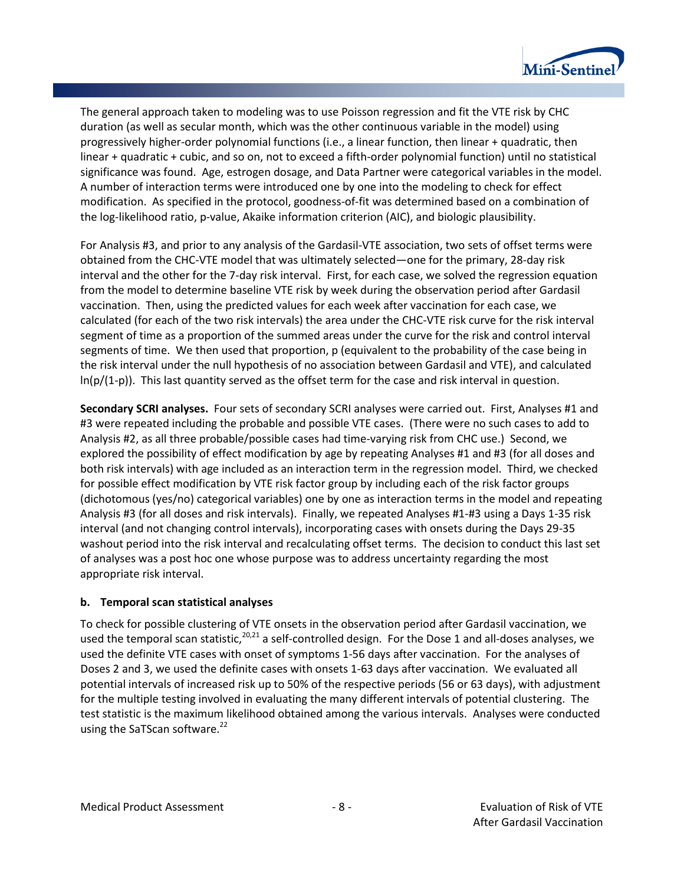The general approach taken to modeling was to use Poisson regression and fit the VTE risk by CHC duration (as well as secular month, which was the other continuous variable in the model) using progressively higher-order polynomial functions (i.e., a linear function, then linear + quadratic, then linear + quadratic + cubic, and so on, not to exceed a fifth-order polynomial function) until no statistical significance was found. Age, estrogen dosage, and Data Partner were categorical variables in the model. A number of interaction terms were introduced one by one into the modeling to check for effect modification. As specified in the protocol, goodness-of-fit was determined based on a combination of the log-likelihood ratio, p-value, Akaike information criterion (AIC), and biologic plausibility.

For Analysis #3, and prior to any analysis of the Gardasil-VTE association, two sets of offset terms were obtained from the CHC-VTE model that was ultimately selected—one for the primary, 28-day risk interval and the other for the 7-day risk interval. First, for each case, we solved the regression equation from the model to determine baseline VTE risk by week during the observation period after Gardasil vaccination. Then, using the predicted values for each week after vaccination for each case, we calculated (for each of the two risk intervals) the area under the CHC-VTE risk curve for the risk interval segment of time as a proportion of the summed areas under the curve for the risk and control interval segments of time. We then used that proportion, p (equivalent to the probability of the case being in the risk interval under the null hypothesis of no association between Gardasil and VTE), and calculated $\ln(p/(1-p))$. This last quantity served as the offset term for the case and risk interval in question.

**Secondary SCRI analyses.** Four sets of secondary SCRI analyses were carried out. First, Analyses #1 and #3 were repeated including the probable and possible VTE cases. (There were no such cases to add to Analysis #2, as all three probable/possible cases had time-varying risk from CHC use.) Second, we explored the possibility of effect modification by age by repeating Analyses #1 and #3 (for all doses and both risk intervals) with age included as an interaction term in the regression model. Third, we checked for possible effect modification by VTE risk factor group by including each of the risk factor groups (dichotomous (yes/no) categorical variables) one by one as interaction terms in the model and repeating Analysis #3 (for all doses and risk intervals). Finally, we repeated Analyses #1-#3 using a Days 1-35 risk interval (and not changing control intervals), incorporating cases with onsets during the Days 29-35 washout period into the risk interval and recalculating offset terms. The decision to conduct this last set of analyses was a post hoc one whose purpose was to address uncertainty regarding the most appropriate risk interval.

### b. Temporal scan statistical analyses

To check for possible clustering of VTE onsets in the observation period after Gardasil vaccination, we used the temporal scan statistic,[20,21] a self-controlled design. For the Dose 1 and all-doses analyses, we used the definite VTE cases with onset of symptoms 1-56 days after vaccination. For the analyses of Doses 2 and 3, we used the definite cases with onsets 1-63 days after vaccination. We evaluated all potential intervals of increased risk up to 50% of the respective periods (56 or 63 days), with adjustment for the multiple testing involved in evaluating the many different intervals of potential clustering. The test statistic is the maximum likelihood obtained among the various intervals. Analyses were conducted using the SaTScan software.[22]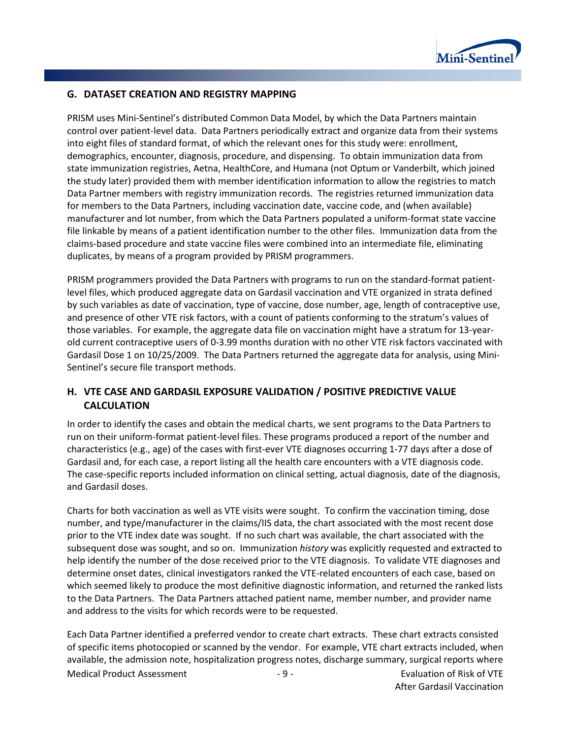## G. DATASET CREATION AND REGISTRY MAPPING

PRISM uses Mini-Sentinel's distributed Common Data Model, by which the Data Partners maintain control over patient-level data. Data Partners periodically extract and organize data from their systems into eight files of standard format, of which the relevant ones for this study were: enrollment, demographics, encounter, diagnosis, procedure, and dispensing. To obtain immunization data from state immunization registries, Aetna, HealthCore, and Humana (not Optum or Vanderbilt, which joined the study later) provided them with member identification information to allow the registries to match Data Partner members with registry immunization records. The registries returned immunization data for members to the Data Partners, including vaccination date, vaccine code, and (when available) manufacturer and lot number, from which the Data Partners populated a uniform-format state vaccine file linkable by means of a patient identification number to the other files. Immunization data from the claims-based procedure and state vaccine files were combined into an intermediate file, eliminating duplicates, by means of a program provided by PRISM programmers.

PRISM programmers provided the Data Partners with programs to run on the standard-format patient-level files, which produced aggregate data on Gardasil vaccination and VTE organized in strata defined by such variables as date of vaccination, type of vaccine, dose number, age, length of contraceptive use, and presence of other VTE risk factors, with a count of patients conforming to the stratum's values of those variables. For example, the aggregate data file on vaccination might have a stratum for 13-year-old current contraceptive users of 0-3.99 months duration with no other VTE risk factors vaccinated with Gardasil Dose 1 on 10/25/2009. The Data Partners returned the aggregate data for analysis, using Mini-Sentinel's secure file transport methods.

## H. VTE CASE AND GARDASIL EXPOSURE VALIDATION / POSITIVE PREDICTIVE VALUE CALCULATION

In order to identify the cases and obtain the medical charts, we sent programs to the Data Partners to run on their uniform-format patient-level files. These programs produced a report of the number and characteristics (e.g., age) of the cases with first-ever VTE diagnoses occurring 1-77 days after a dose of Gardasil and, for each case, a report listing all the health care encounters with a VTE diagnosis code. The case-specific reports included information on clinical setting, actual diagnosis, date of the diagnosis, and Gardasil doses.

Charts for both vaccination as well as VTE visits were sought. To confirm the vaccination timing, dose number, and type/manufacturer in the claims/IIS data, the chart associated with the most recent dose prior to the VTE index date was sought. If no such chart was available, the chart associated with the subsequent dose was sought, and so on. Immunization *history* was explicitly requested and extracted to help identify the number of the dose received prior to the VTE diagnosis. To validate VTE diagnoses and determine onset dates, clinical investigators ranked the VTE-related encounters of each case, based on which seemed likely to produce the most definitive diagnostic information, and returned the ranked lists to the Data Partners. The Data Partners attached patient name, member number, and provider name and address to the visits for which records were to be requested.

Each Data Partner identified a preferred vendor to create chart extracts. These chart extracts consisted of specific items photocopied or scanned by the vendor. For example, VTE chart extracts included, when available, the admission note, hospitalization progress notes, discharge summary, surgical reports where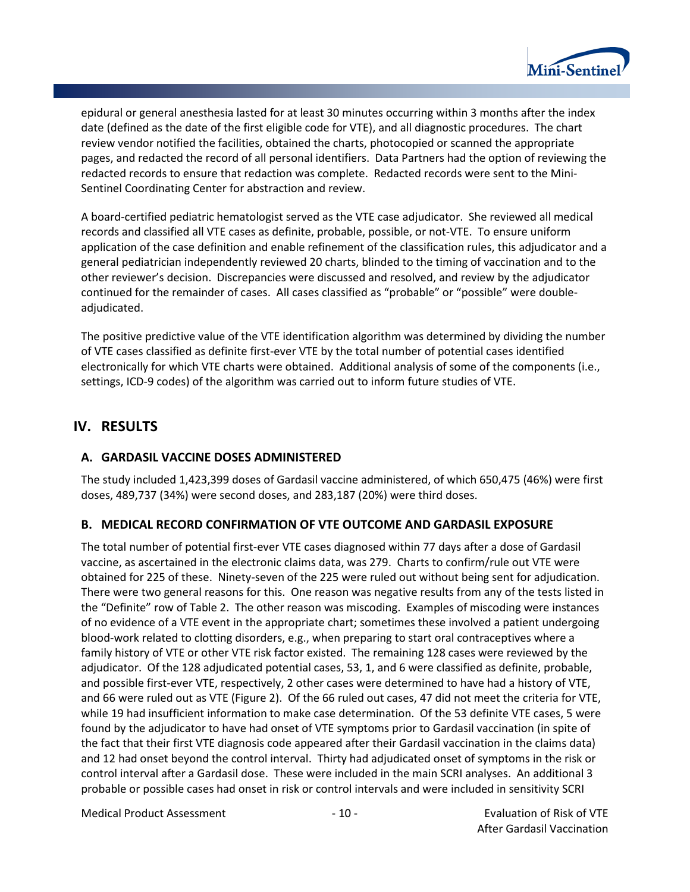epidural or general anesthesia lasted for at least 30 minutes occurring within 3 months after the index date (defined as the date of the first eligible code for VTE), and all diagnostic procedures. The chart review vendor notified the facilities, obtained the charts, photocopied or scanned the appropriate pages, and redacted the record of all personal identifiers. Data Partners had the option of reviewing the redacted records to ensure that redaction was complete. Redacted records were sent to the Mini-Sentinel Coordinating Center for abstraction and review.

A board-certified pediatric hematologist served as the VTE case adjudicator. She reviewed all medical records and classified all VTE cases as definite, probable, possible, or not-VTE. To ensure uniform application of the case definition and enable refinement of the classification rules, this adjudicator and a general pediatrician independently reviewed 20 charts, blinded to the timing of vaccination and to the other reviewer's decision. Discrepancies were discussed and resolved, and review by the adjudicator continued for the remainder of cases. All cases classified as "probable" or "possible" were double-adjudicated.

The positive predictive value of the VTE identification algorithm was determined by dividing the number of VTE cases classified as definite first-ever VTE by the total number of potential cases identified electronically for which VTE charts were obtained. Additional analysis of some of the components (i.e., settings, ICD-9 codes) of the algorithm was carried out to inform future studies of VTE.

## IV. RESULTS

### A. GARDASIL VACCINE DOSES ADMINISTERED

The study included 1,423,399 doses of Gardasil vaccine administered, of which 650,475 (46%) were first doses, 489,737 (34%) were second doses, and 283,187 (20%) were third doses.

### B. MEDICAL RECORD CONFIRMATION OF VTE OUTCOME AND GARDASIL EXPOSURE

The total number of potential first-ever VTE cases diagnosed within 77 days after a dose of Gardasil vaccine, as ascertained in the electronic claims data, was 279. Charts to confirm/rule out VTE were obtained for 225 of these. Ninety-seven of the 225 were ruled out without being sent for adjudication. There were two general reasons for this. One reason was negative results from any of the tests listed in the "Definite" row of Table 2. The other reason was miscoding. Examples of miscoding were instances of no evidence of a VTE event in the appropriate chart; sometimes these involved a patient undergoing blood-work related to clotting disorders, e.g., when preparing to start oral contraceptives where a family history of VTE or other VTE risk factor existed. The remaining 128 cases were reviewed by the adjudicator. Of the 128 adjudicated potential cases, 53, 1, and 6 were classified as definite, probable, and possible first-ever VTE, respectively, 2 other cases were determined to have had a history of VTE, and 66 were ruled out as VTE (Figure 2). Of the 66 ruled out cases, 47 did not meet the criteria for VTE, while 19 had insufficient information to make case determination. Of the 53 definite VTE cases, 5 were found by the adjudicator to have had onset of VTE symptoms prior to Gardasil vaccination (in spite of the fact that their first VTE diagnosis code appeared after their Gardasil vaccination in the claims data) and 12 had onset beyond the control interval. Thirty had adjudicated onset of symptoms in the risk or control interval after a Gardasil dose. These were included in the main SCRI analyses. An additional 3 probable or possible cases had onset in risk or control intervals and were included in sensitivity SCRI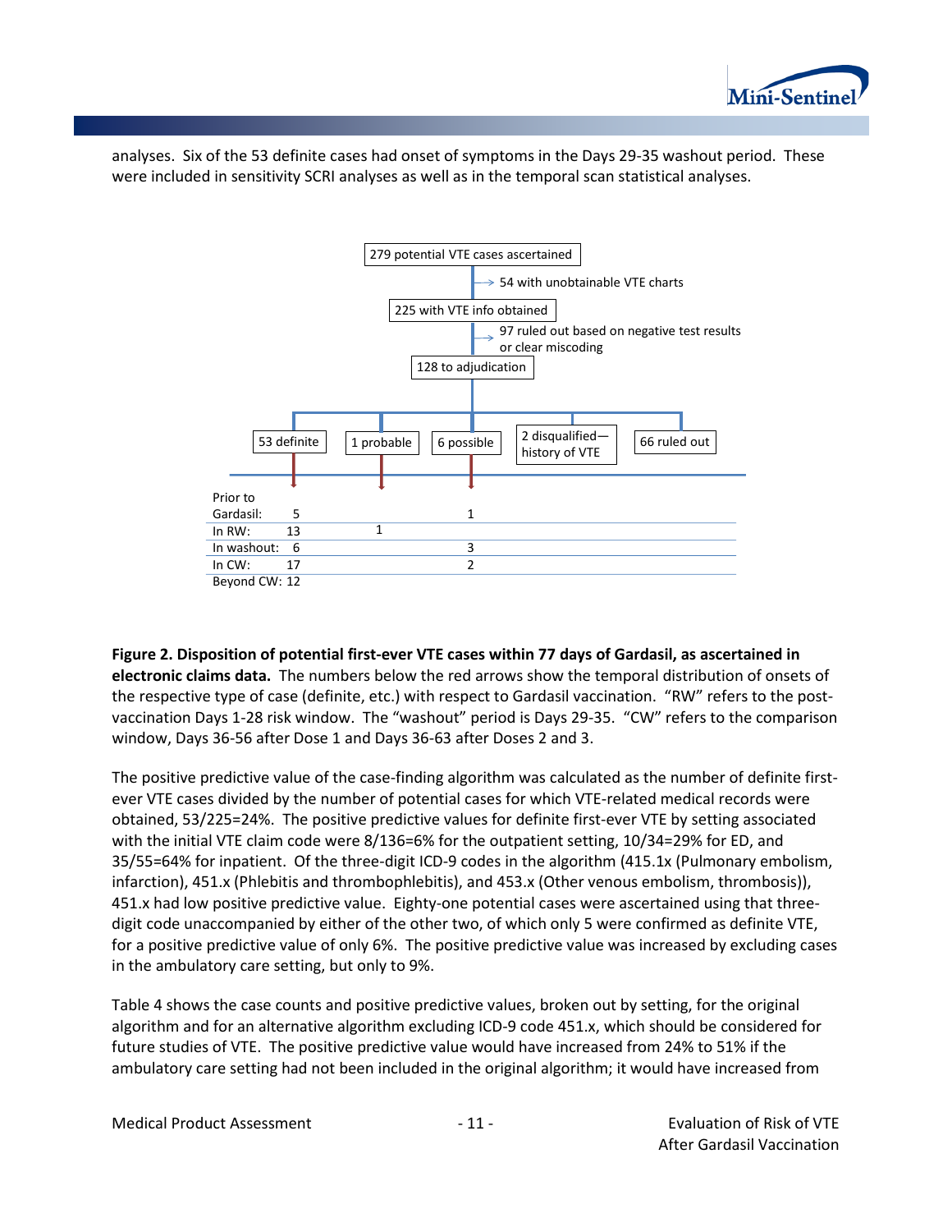analyses. Six of the 53 definite cases had onset of symptoms in the Days 29-35 washout period. These were included in sensitivity SCRI analyses as well as in the temporal scan statistical analyses.

279 potential VTE cases ascertained

→ 54 with unobtainable VTE charts

225 with VTE info obtained

→ 97 ruled out based on negative test results or clear miscoding

128 to adjudication

53 definite

1 probable

6 possible

2 disqualified—history of VTE

66 ruled out

Prior to Gardasil: 5 (definite), 1 (possible)

In RW: 13 (definite), 1 (probable)

In washout: 6 (definite), 3 (possible)

In CW: 17 (definite), 2 (possible)

Beyond CW: 12 (definite)

**Figure 2. Disposition of potential first-ever VTE cases within 77 days of Gardasil, as ascertained in electronic claims data.** The numbers below the red arrows show the temporal distribution of onsets of the respective type of case (definite, etc.) with respect to Gardasil vaccination. "RW" refers to the post-vaccination Days 1-28 risk window. The "washout" period is Days 29-35. "CW" refers to the comparison window, Days 36-56 after Dose 1 and Days 36-63 after Doses 2 and 3.

The positive predictive value of the case-finding algorithm was calculated as the number of definite first-ever VTE cases divided by the number of potential cases for which VTE-related medical records were obtained, 53/225=24%. The positive predictive values for definite first-ever VTE by setting associated with the initial VTE claim code were 8/136=6% for the outpatient setting, 10/34=29% for ED, and 35/55=64% for inpatient. Of the three-digit ICD-9 codes in the algorithm (415.1x (Pulmonary embolism, infarction), 451.x (Phlebitis and thrombophlebitis), and 453.x (Other venous embolism, thrombosis)), 451.x had low positive predictive value. Eighty-one potential cases were ascertained using that three-digit code unaccompanied by either of the other two, of which only 5 were confirmed as definite VTE, for a positive predictive value of only 6%. The positive predictive value was increased by excluding cases in the ambulatory care setting, but only to 9%.

Table 4 shows the case counts and positive predictive values, broken out by setting, for the original algorithm and for an alternative algorithm excluding ICD-9 code 451.x, which should be considered for future studies of VTE. The positive predictive value would have increased from 24% to 51% if the ambulatory care setting had not been included in the original algorithm; it would have increased from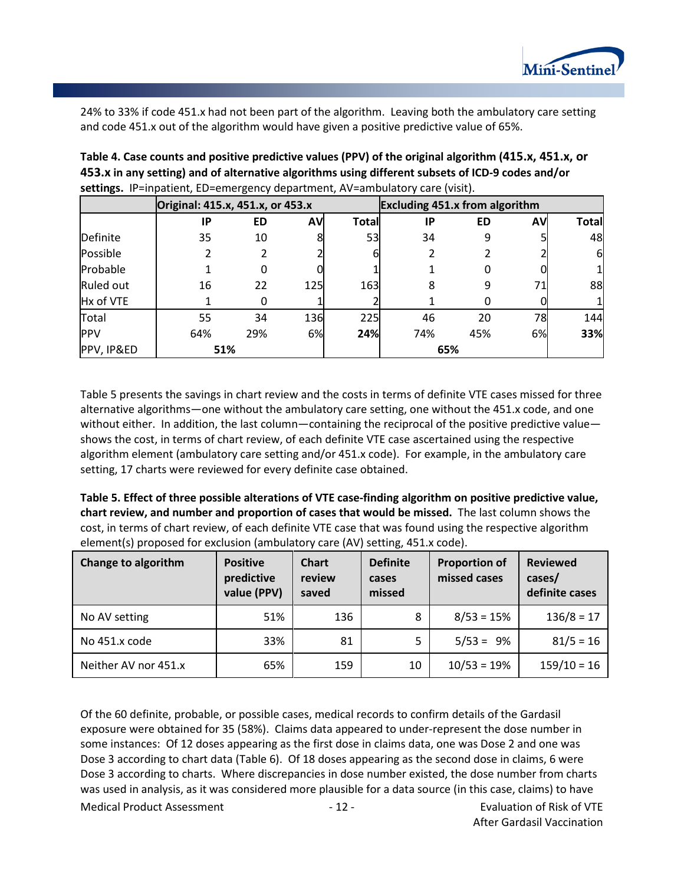24% to 33% if code 451.x had not been part of the algorithm. Leaving both the ambulatory care setting and code 451.x out of the algorithm would have given a positive predictive value of 65%.

**Table 4. Case counts and positive predictive values (PPV) of the original algorithm (415.x, 451.x, or 453.x in any setting) and of alternative algorithms using different subsets of ICD-9 codes and/or settings.** IP=inpatient, ED=emergency department, AV=ambulatory care (visit).

| | Original: 415.x, 451.x, or 453.x | | | | Excluding 451.x from algorithm | | | |
|---|---|---|---|---|---|---|---|---|
| | IP | ED | AV | Total | IP | ED | AV | Total |
| Definite | 35 | 10 | 8 | 53 | 34 | 9 | 5 | 48 |
| Possible | 2 | 2 | 2 | 6 | 2 | 2 | 2 | 6 |
| Probable | 1 | 0 | 0 | 1 | 1 | 0 | 0 | 1 |
| Ruled out | 16 | 22 | 125 | 163 | 8 | 9 | 71 | 88 |
| Hx of VTE | 1 | 0 | 1 | 2 | 1 | 0 | 0 | 1 |
| Total | 55 | 34 | 136 | 225 | 46 | 20 | 78 | 144 |
| PPV | 64% | 29% | 6% | **24%** | 74% | 45% | 6% | **33%** |
| PPV, IP&ED | **51%** | | | | **65%** | | | |

Table 5 presents the savings in chart review and the costs in terms of definite VTE cases missed for three alternative algorithms—one without the ambulatory care setting, one without the 451.x code, and one without either. In addition, the last column—containing the reciprocal of the positive predictive value—shows the cost, in terms of chart review, of each definite VTE case ascertained using the respective algorithm element (ambulatory care setting and/or 451.x code). For example, in the ambulatory care setting, 17 charts were reviewed for every definite case obtained.

**Table 5. Effect of three possible alterations of VTE case-finding algorithm on positive predictive value, chart review, and number and proportion of cases that would be missed.** The last column shows the cost, in terms of chart review, of each definite VTE case that was found using the respective algorithm element(s) proposed for exclusion (ambulatory care (AV) setting, 451.x code).

| Change to algorithm | Positive predictive value (PPV) | Chart review saved | Definite cases missed | Proportion of missed cases | Reviewed cases/ definite cases |
|---|---|---|---|---|---|
| No AV setting | 51% | 136 | 8 | 8/53 = 15% | 136/8 = 17 |
| No 451.x code | 33% | 81 | 5 | 5/53 = 9% | 81/5 = 16 |
| Neither AV nor 451.x | 65% | 159 | 10 | 10/53 = 19% | 159/10 = 16 |

Of the 60 definite, probable, or possible cases, medical records to confirm details of the Gardasil exposure were obtained for 35 (58%). Claims data appeared to under-represent the dose number in some instances: Of 12 doses appearing as the first dose in claims data, one was Dose 2 and one was Dose 3 according to chart data (Table 6). Of 18 doses appearing as the second dose in claims, 6 were Dose 3 according to charts. Where discrepancies in dose number existed, the dose number from charts was used in analysis, as it was considered more plausible for a data source (in this case, claims) to have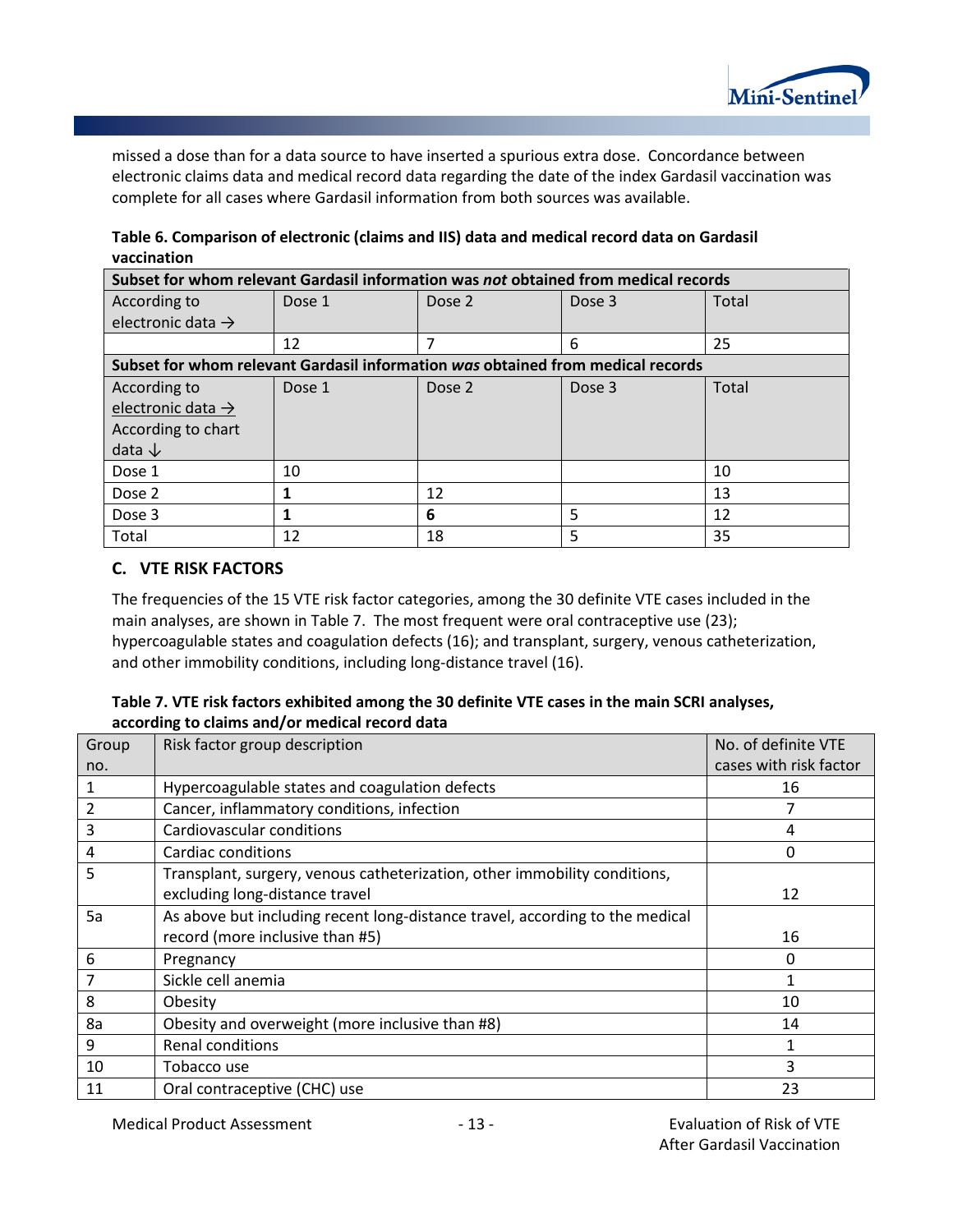missed a dose than for a data source to have inserted a spurious extra dose. Concordance between electronic claims data and medical record data regarding the date of the index Gardasil vaccination was complete for all cases where Gardasil information from both sources was available.

**Table 6. Comparison of electronic (claims and IIS) data and medical record data on Gardasil vaccination**

| | | | | |
|---|---|---|---|---|
| **Subset for whom relevant Gardasil information was *not* obtained from medical records** | | | | |
| According to electronic data → | Dose 1 | Dose 2 | Dose 3 | Total |
| | 12 | 7 | 6 | 25 |
| **Subset for whom relevant Gardasil information *was* obtained from medical records** | | | | |
| According to electronic data → According to chart data ↓ | Dose 1 | Dose 2 | Dose 3 | Total |
| Dose 1 | 10 | | | 10 |
| Dose 2 | **1** | 12 | | 13 |
| Dose 3 | **1** | **6** | 5 | 12 |
| Total | 12 | 18 | 5 | 35 |

## C. VTE RISK FACTORS

The frequencies of the 15 VTE risk factor categories, among the 30 definite VTE cases included in the main analyses, are shown in Table 7. The most frequent were oral contraceptive use (23); hypercoagulable states and coagulation defects (16); and transplant, surgery, venous catheterization, and other immobility conditions, including long-distance travel (16).

**Table 7. VTE risk factors exhibited among the 30 definite VTE cases in the main SCRI analyses, according to claims and/or medical record data**

| Group no. | Risk factor group description | No. of definite VTE cases with risk factor |
|---|---|---|
| 1 | Hypercoagulable states and coagulation defects | 16 |
| 2 | Cancer, inflammatory conditions, infection | 7 |
| 3 | Cardiovascular conditions | 4 |
| 4 | Cardiac conditions | 0 |
| 5 | Transplant, surgery, venous catheterization, other immobility conditions, excluding long-distance travel | 12 |
| 5a | As above but including recent long-distance travel, according to the medical record (more inclusive than #5) | 16 |
| 6 | Pregnancy | 0 |
| 7 | Sickle cell anemia | 1 |
| 8 | Obesity | 10 |
| 8a | Obesity and overweight (more inclusive than #8) | 14 |
| 9 | Renal conditions | 1 |
| 10 | Tobacco use | 3 |
| 11 | Oral contraceptive (CHC) use | 23 |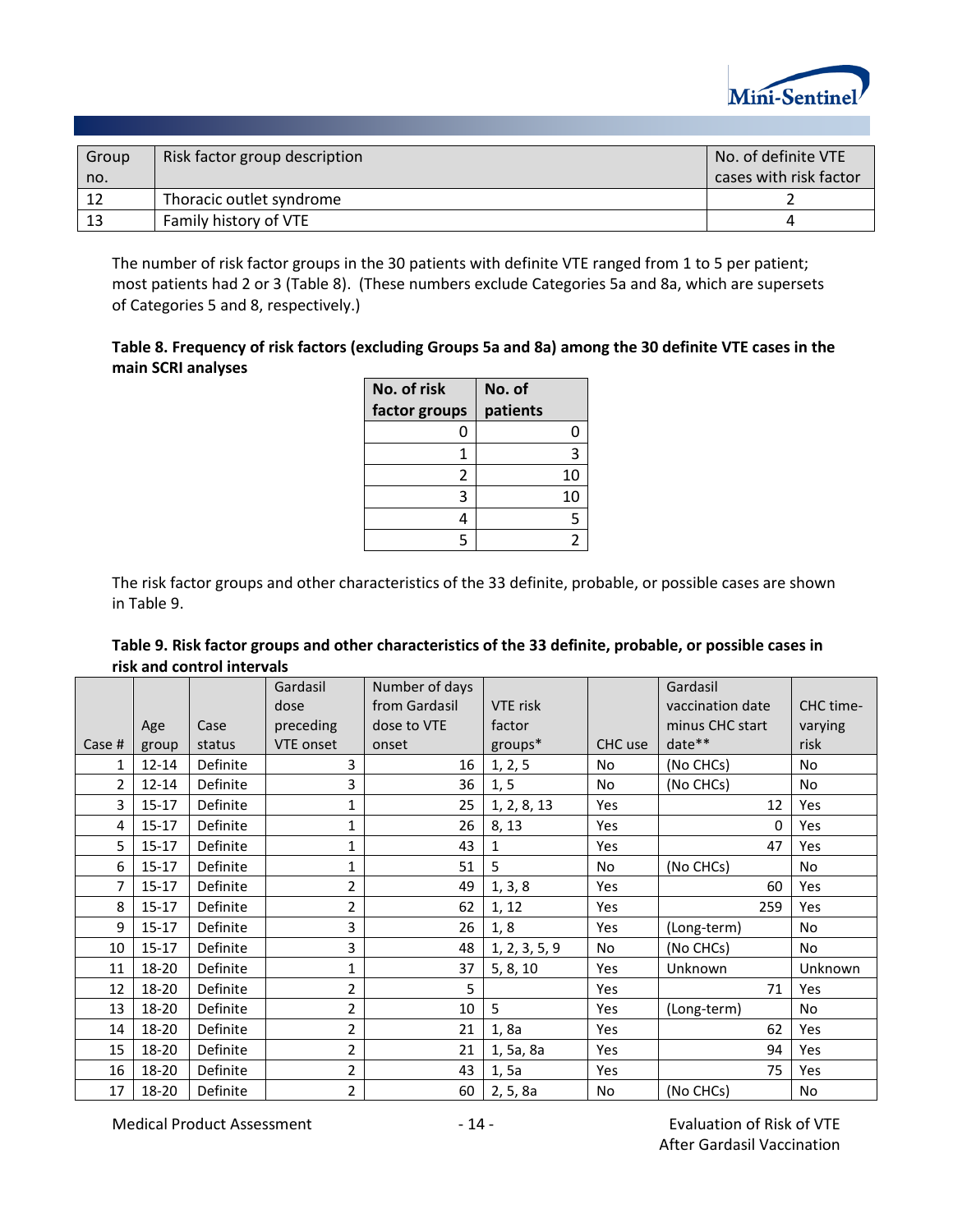| Group no. | Risk factor group description | No. of definite VTE cases with risk factor |
|---|---|---|
| 12 | Thoracic outlet syndrome | 2 |
| 13 | Family history of VTE | 4 |

The number of risk factor groups in the 30 patients with definite VTE ranged from 1 to 5 per patient; most patients had 2 or 3 (Table 8). (These numbers exclude Categories 5a and 8a, which are supersets of Categories 5 and 8, respectively.)

**Table 8. Frequency of risk factors (excluding Groups 5a and 8a) among the 30 definite VTE cases in the main SCRI analyses**

| No. of risk factor groups | No. of patients |
|---|---|
| 0 | 0 |
| 1 | 3 |
| 2 | 10 |
| 3 | 10 |
| 4 | 5 |
| 5 | 2 |

The risk factor groups and other characteristics of the 33 definite, probable, or possible cases are shown in Table 9.

**Table 9. Risk factor groups and other characteristics of the 33 definite, probable, or possible cases in risk and control intervals**

| Case # | Age group | Case status | Gardasil dose preceding VTE onset | Number of days from Gardasil dose to VTE onset | VTE risk factor groups* | CHC use | Gardasil vaccination date minus CHC start date** | CHC time-varying risk |
|---|---|---|---|---|---|---|---|---|
| 1 | 12-14 | Definite | 3 | 16 | 1, 2, 5 | No | (No CHCs) | No |
| 2 | 12-14 | Definite | 3 | 36 | 1, 5 | No | (No CHCs) | No |
| 3 | 15-17 | Definite | 1 | 25 | 1, 2, 8, 13 | Yes | 12 | Yes |
| 4 | 15-17 | Definite | 1 | 26 | 8, 13 | Yes | 0 | Yes |
| 5 | 15-17 | Definite | 1 | 43 | 1 | Yes | 47 | Yes |
| 6 | 15-17 | Definite | 1 | 51 | 5 | No | (No CHCs) | No |
| 7 | 15-17 | Definite | 2 | 49 | 1, 3, 8 | Yes | 60 | Yes |
| 8 | 15-17 | Definite | 2 | 62 | 1, 12 | Yes | 259 | Yes |
| 9 | 15-17 | Definite | 3 | 26 | 1, 8 | Yes | (Long-term) | No |
| 10 | 15-17 | Definite | 3 | 48 | 1, 2, 3, 5, 9 | No | (No CHCs) | No |
| 11 | 18-20 | Definite | 1 | 37 | 5, 8, 10 | Yes | Unknown | Unknown |
| 12 | 18-20 | Definite | 2 | 5 | | Yes | 71 | Yes |
| 13 | 18-20 | Definite | 2 | 10 | 5 | Yes | (Long-term) | No |
| 14 | 18-20 | Definite | 2 | 21 | 1, 8a | Yes | 62 | Yes |
| 15 | 18-20 | Definite | 2 | 21 | 1, 5a, 8a | Yes | 94 | Yes |
| 16 | 18-20 | Definite | 2 | 43 | 1, 5a | Yes | 75 | Yes |
| 17 | 18-20 | Definite | 2 | 60 | 2, 5, 8a | No | (No CHCs) | No |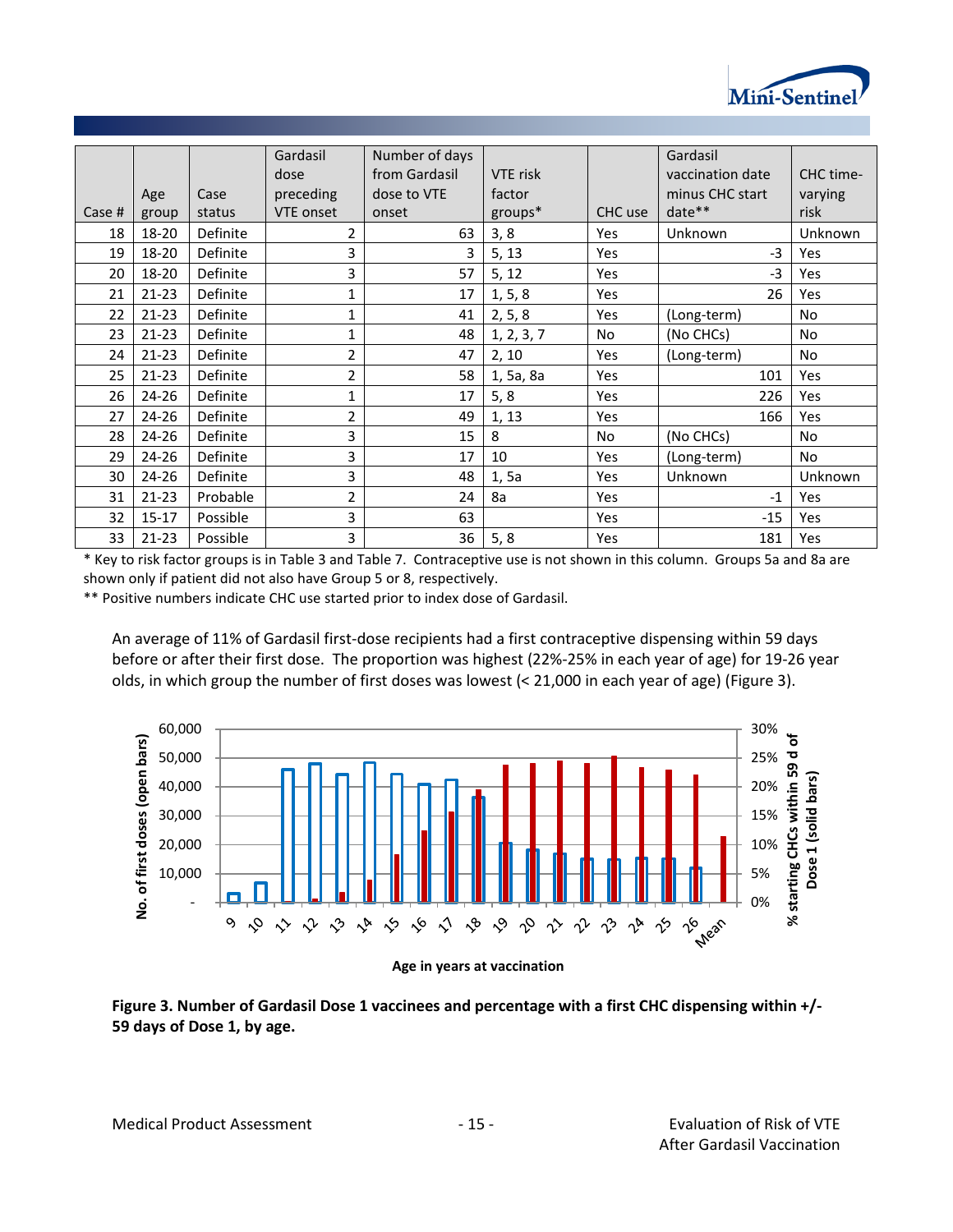| Case # | Age group | Case status | Gardasil dose preceding VTE onset | Number of days from Gardasil dose to VTE onset | VTE risk factor groups* | CHC use | Gardasil vaccination date minus CHC start date** | CHC time-varying risk |
|---|---|---|---|---|---|---|---|---|
| 18 | 18-20 | Definite | 2 | 63 | 3, 8 | Yes | Unknown | Unknown |
| 19 | 18-20 | Definite | 3 | 3 | 5, 13 | Yes | -3 | Yes |
| 20 | 18-20 | Definite | 3 | 57 | 5, 12 | Yes | -3 | Yes |
| 21 | 21-23 | Definite | 1 | 17 | 1, 5, 8 | Yes | 26 | Yes |
| 22 | 21-23 | Definite | 1 | 41 | 2, 5, 8 | Yes | (Long-term) | No |
| 23 | 21-23 | Definite | 1 | 48 | 1, 2, 3, 7 | No | (No CHCs) | No |
| 24 | 21-23 | Definite | 2 | 47 | 2, 10 | Yes | (Long-term) | No |
| 25 | 21-23 | Definite | 2 | 58 | 1, 5a, 8a | Yes | 101 | Yes |
| 26 | 24-26 | Definite | 1 | 17 | 5, 8 | Yes | 226 | Yes |
| 27 | 24-26 | Definite | 2 | 49 | 1, 13 | Yes | 166 | Yes |
| 28 | 24-26 | Definite | 3 | 15 | 8 | No | (No CHCs) | No |
| 29 | 24-26 | Definite | 3 | 17 | 10 | Yes | (Long-term) | No |
| 30 | 24-26 | Definite | 3 | 48 | 1, 5a | Yes | Unknown | Unknown |
| 31 | 21-23 | Probable | 2 | 24 | 8a | Yes | -1 | Yes |
| 32 | 15-17 | Possible | 3 | 63 | | Yes | -15 | Yes |
| 33 | 21-23 | Possible | 3 | 36 | 5, 8 | Yes | 181 | Yes |

\* Key to risk factor groups is in Table 3 and Table 7. Contraceptive use is not shown in this column. Groups 5a and 8a are shown only if patient did not also have Group 5 or 8, respectively.

\*\* Positive numbers indicate CHC use started prior to index dose of Gardasil.

An average of 11% of Gardasil first-dose recipients had a first contraceptive dispensing within 59 days before or after their first dose. The proportion was highest (22%-25% in each year of age) for 19-26 year olds, in which group the number of first doses was lowest (< 21,000 in each year of age) (Figure 3).

No. of first doses (open bars)

60,000
50,000
40,000
30,000
20,000
10,000
-

% starting CHCs within 59 d of Dose 1 (solid bars)

30%
25%
20%
15%
10%
5%
0%

9 10 11 12 13 14 15 16 17 18 19 20 21 22 23 24 25 26 Mean

Age in years at vaccination

**Figure 3. Number of Gardasil Dose 1 vaccinees and percentage with a first CHC dispensing within +/- 59 days of Dose 1, by age.**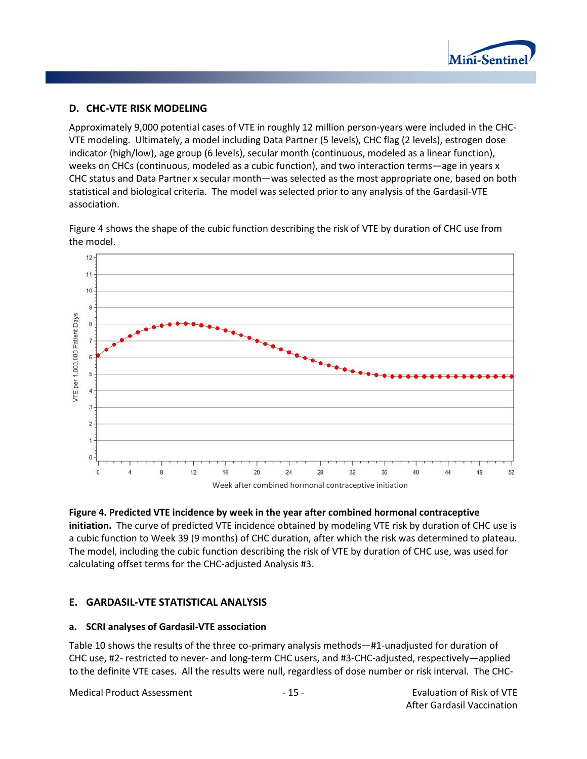## D. CHC-VTE RISK MODELING

Approximately 9,000 potential cases of VTE in roughly 12 million person-years were included in the CHC-VTE modeling. Ultimately, a model including Data Partner (5 levels), CHC flag (2 levels), estrogen dose indicator (high/low), age group (6 levels), secular month (continuous, modeled as a linear function), weeks on CHCs (continuous, modeled as a cubic function), and two interaction terms—age in years x CHC status and Data Partner x secular month—was selected as the most appropriate one, based on both statistical and biological criteria. The model was selected prior to any analysis of the Gardasil-VTE association.

Figure 4 shows the shape of the cubic function describing the risk of VTE by duration of CHC use from the model.

**Figure 4. Predicted VTE incidence by week in the year after combined hormonal contraceptive initiation.** The curve of predicted VTE incidence obtained by modeling VTE risk by duration of CHC use is a cubic function to Week 39 (9 months) of CHC duration, after which the risk was determined to plateau. The model, including the cubic function describing the risk of VTE by duration of CHC use, was used for calculating offset terms for the CHC-adjusted Analysis #3.

## E. GARDASIL-VTE STATISTICAL ANALYSIS

### a. SCRI analyses of Gardasil-VTE association

Table 10 shows the results of the three co-primary analysis methods—#1-unadjusted for duration of CHC use, #2- restricted to never- and long-term CHC users, and #3-CHC-adjusted, respectively—applied to the definite VTE cases. All the results were null, regardless of dose number or risk interval. The CHC-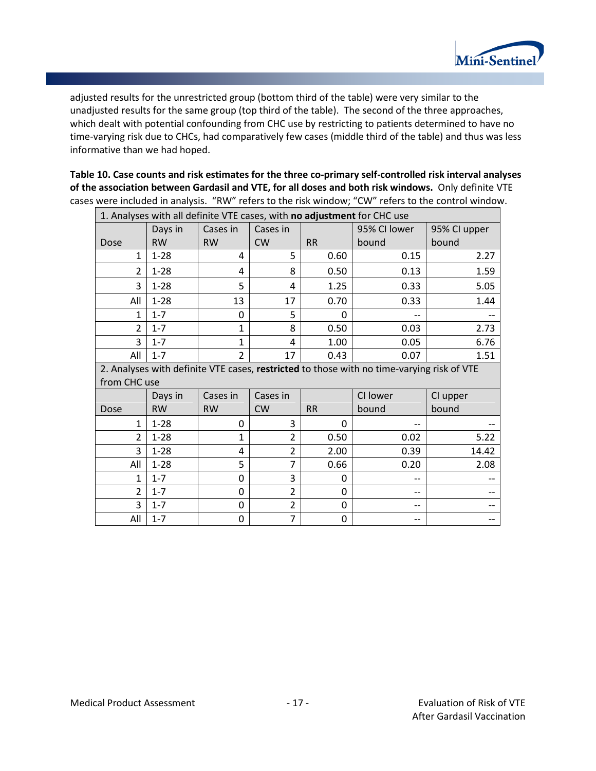adjusted results for the unrestricted group (bottom third of the table) were very similar to the unadjusted results for the same group (top third of the table). The second of the three approaches, which dealt with potential confounding from CHC use by restricting to patients determined to have no time-varying risk due to CHCs, had comparatively few cases (middle third of the table) and thus was less informative than we had hoped.

**Table 10. Case counts and risk estimates for the three co-primary self-controlled risk interval analyses of the association between Gardasil and VTE, for all doses and both risk windows.** Only definite VTE cases were included in analysis. "RW" refers to the risk window; "CW" refers to the control window.

| 1. Analyses with all definite VTE cases, with **no adjustment** for CHC use | | | | | | |
|---|---|---|---|---|---|---|
| Dose | Days in RW | Cases in RW | Cases in CW | RR | 95% CI lower bound | 95% CI upper bound |
| 1 | 1-28 | 4 | 5 | 0.60 | 0.15 | 2.27 |
| 2 | 1-28 | 4 | 8 | 0.50 | 0.13 | 1.59 |
| 3 | 1-28 | 5 | 4 | 1.25 | 0.33 | 5.05 |
| All | 1-28 | 13 | 17 | 0.70 | 0.33 | 1.44 |
| 1 | 1-7 | 0 | 5 | 0 | -- | -- |
| 2 | 1-7 | 1 | 8 | 0.50 | 0.03 | 2.73 |
| 3 | 1-7 | 1 | 4 | 1.00 | 0.05 | 6.76 |
| All | 1-7 | 2 | 17 | 0.43 | 0.07 | 1.51 |
| 2. Analyses with definite VTE cases, **restricted** to those with no time-varying risk of VTE from CHC use | | | | | | |
| Dose | Days in RW | Cases in RW | Cases in CW | RR | CI lower bound | CI upper bound |
| 1 | 1-28 | 0 | 3 | 0 | -- | -- |
| 2 | 1-28 | 1 | 2 | 0.50 | 0.02 | 5.22 |
| 3 | 1-28 | 4 | 2 | 2.00 | 0.39 | 14.42 |
| All | 1-28 | 5 | 7 | 0.66 | 0.20 | 2.08 |
| 1 | 1-7 | 0 | 3 | 0 | -- | -- |
| 2 | 1-7 | 0 | 2 | 0 | -- | -- |
| 3 | 1-7 | 0 | 2 | 0 | -- | -- |
| All | 1-7 | 0 | 7 | 0 | -- | -- |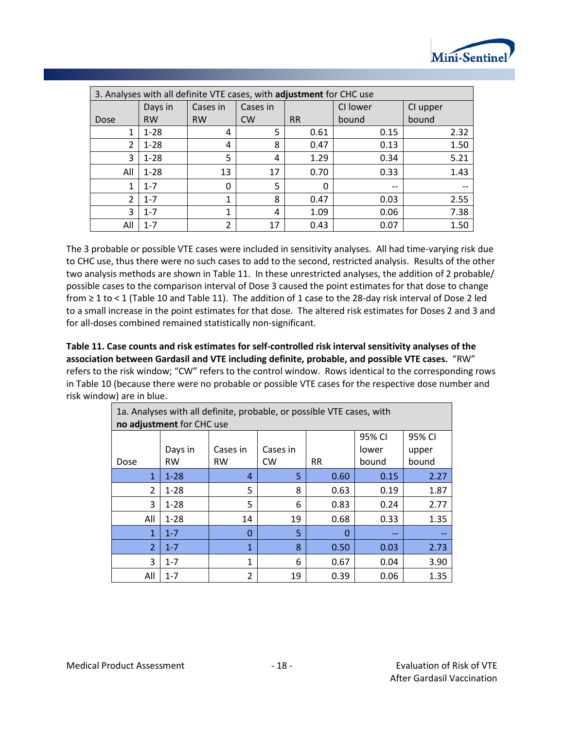| 3. Analyses with all definite VTE cases, with **adjustment** for CHC use | | | | | | |
|---|---|---|---|---|---|---|
| Dose | Days in RW | Cases in RW | Cases in CW | RR | CI lower bound | CI upper bound |
| 1 | 1-28 | 4 | 5 | 0.61 | 0.15 | 2.32 |
| 2 | 1-28 | 4 | 8 | 0.47 | 0.13 | 1.50 |
| 3 | 1-28 | 5 | 4 | 1.29 | 0.34 | 5.21 |
| All | 1-28 | 13 | 17 | 0.70 | 0.33 | 1.43 |
| 1 | 1-7 | 0 | 5 | 0 | -- | -- |
| 2 | 1-7 | 1 | 8 | 0.47 | 0.03 | 2.55 |
| 3 | 1-7 | 1 | 4 | 1.09 | 0.06 | 7.38 |
| All | 1-7 | 2 | 17 | 0.43 | 0.07 | 1.50 |

The 3 probable or possible VTE cases were included in sensitivity analyses. All had time-varying risk due to CHC use, thus there were no such cases to add to the second, restricted analysis. Results of the other two analysis methods are shown in Table 11. In these unrestricted analyses, the addition of 2 probable/possible cases to the comparison interval of Dose 3 caused the point estimates for that dose to change from ≥ 1 to < 1 (Table 10 and Table 11). The addition of 1 case to the 28-day risk interval of Dose 2 led to a small increase in the point estimates for that dose. The altered risk estimates for Doses 2 and 3 and for all-doses combined remained statistically non-significant.

**Table 11. Case counts and risk estimates for self-controlled risk interval sensitivity analyses of the association between Gardasil and VTE including definite, probable, and possible VTE cases.** "RW" refers to the risk window; "CW" refers to the control window. Rows identical to the corresponding rows in Table 10 (because there were no probable or possible VTE cases for the respective dose number and risk window) are in blue.

| 1a. Analyses with all definite, probable, or possible VTE cases, with **no adjustment** for CHC use | | | | | | |
|---|---|---|---|---|---|---|
| Dose | Days in RW | Cases in RW | Cases in CW | RR | 95% CI lower bound | 95% CI upper bound |
| 1 | 1-28 | 4 | 5 | 0.60 | 0.15 | 2.27 |
| 2 | 1-28 | 5 | 8 | 0.63 | 0.19 | 1.87 |
| 3 | 1-28 | 5 | 6 | 0.83 | 0.24 | 2.77 |
| All | 1-28 | 14 | 19 | 0.68 | 0.33 | 1.35 |
| 1 | 1-7 | 0 | 5 | 0 | -- | -- |
| 2 | 1-7 | 1 | 8 | 0.50 | 0.03 | 2.73 |
| 3 | 1-7 | 1 | 6 | 0.67 | 0.04 | 3.90 |
| All | 1-7 | 2 | 19 | 0.39 | 0.06 | 1.35 |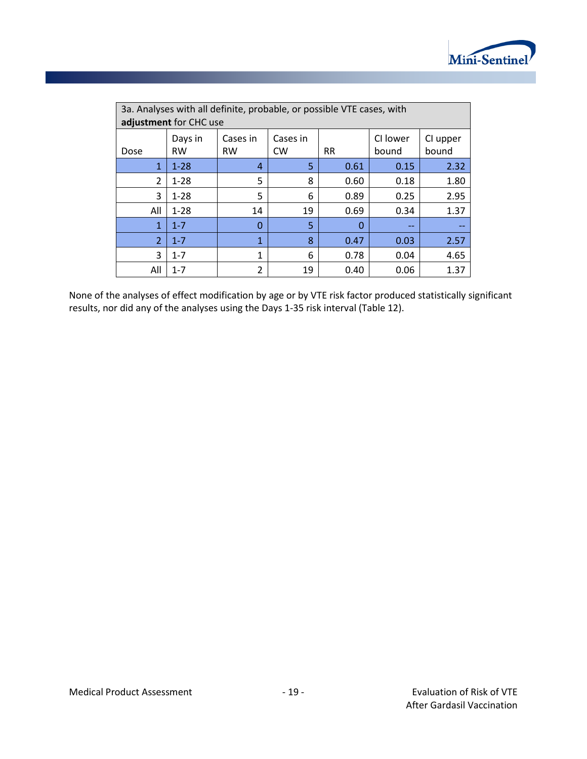| 3a. Analyses with all definite, probable, or possible VTE cases, with **adjustment** for CHC use | | | | | | |
|---|---|---|---|---|---|---|
| Dose | Days in RW | Cases in RW | Cases in CW | RR | CI lower bound | CI upper bound |
| 1 | 1-28 | 4 | 5 | 0.61 | 0.15 | 2.32 |
| 2 | 1-28 | 5 | 8 | 0.60 | 0.18 | 1.80 |
| 3 | 1-28 | 5 | 6 | 0.89 | 0.25 | 2.95 |
| All | 1-28 | 14 | 19 | 0.69 | 0.34 | 1.37 |
| 1 | 1-7 | 0 | 5 | 0 | -- | -- |
| 2 | 1-7 | 1 | 8 | 0.47 | 0.03 | 2.57 |
| 3 | 1-7 | 1 | 6 | 0.78 | 0.04 | 4.65 |
| All | 1-7 | 2 | 19 | 0.40 | 0.06 | 1.37 |

None of the analyses of effect modification by age or by VTE risk factor produced statistically significant results, nor did any of the analyses using the Days 1-35 risk interval (Table 12).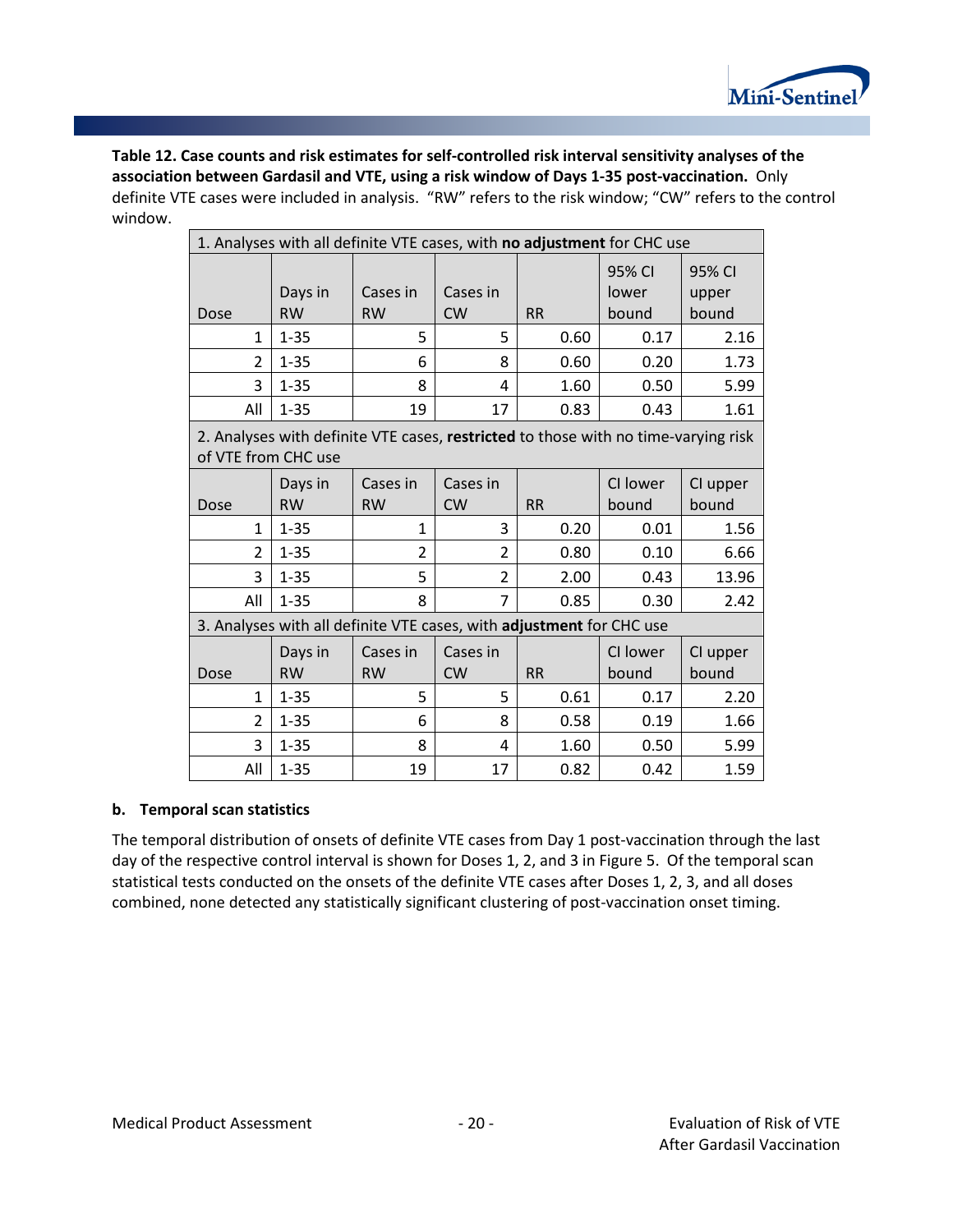**Table 12. Case counts and risk estimates for self-controlled risk interval sensitivity analyses of the association between Gardasil and VTE, using a risk window of Days 1-35 post-vaccination.** Only definite VTE cases were included in analysis. "RW" refers to the risk window; "CW" refers to the control window.

| 1. Analyses with all definite VTE cases, with **no adjustment** for CHC use | | | | | | |
|---|---|---|---|---|---|---|
| Dose | Days in RW | Cases in RW | Cases in CW | RR | 95% CI lower bound | 95% CI upper bound |
| 1 | 1-35 | 5 | 5 | 0.60 | 0.17 | 2.16 |
| 2 | 1-35 | 6 | 8 | 0.60 | 0.20 | 1.73 |
| 3 | 1-35 | 8 | 4 | 1.60 | 0.50 | 5.99 |
| All | 1-35 | 19 | 17 | 0.83 | 0.43 | 1.61 |
| 2. Analyses with definite VTE cases, **restricted** to those with no time-varying risk of VTE from CHC use | | | | | | |
| Dose | Days in RW | Cases in RW | Cases in CW | RR | CI lower bound | CI upper bound |
| 1 | 1-35 | 1 | 3 | 0.20 | 0.01 | 1.56 |
| 2 | 1-35 | 2 | 2 | 0.80 | 0.10 | 6.66 |
| 3 | 1-35 | 5 | 2 | 2.00 | 0.43 | 13.96 |
| All | 1-35 | 8 | 7 | 0.85 | 0.30 | 2.42 |
| 3. Analyses with all definite VTE cases, with **adjustment** for CHC use | | | | | | |
| Dose | Days in RW | Cases in RW | Cases in CW | RR | CI lower bound | CI upper bound |
| 1 | 1-35 | 5 | 5 | 0.61 | 0.17 | 2.20 |
| 2 | 1-35 | 6 | 8 | 0.58 | 0.19 | 1.66 |
| 3 | 1-35 | 8 | 4 | 1.60 | 0.50 | 5.99 |
| All | 1-35 | 19 | 17 | 0.82 | 0.42 | 1.59 |

**b. Temporal scan statistics**

The temporal distribution of onsets of definite VTE cases from Day 1 post-vaccination through the last day of the respective control interval is shown for Doses 1, 2, and 3 in Figure 5. Of the temporal scan statistical tests conducted on the onsets of the definite VTE cases after Doses 1, 2, 3, and all doses combined, none detected any statistically significant clustering of post-vaccination onset timing.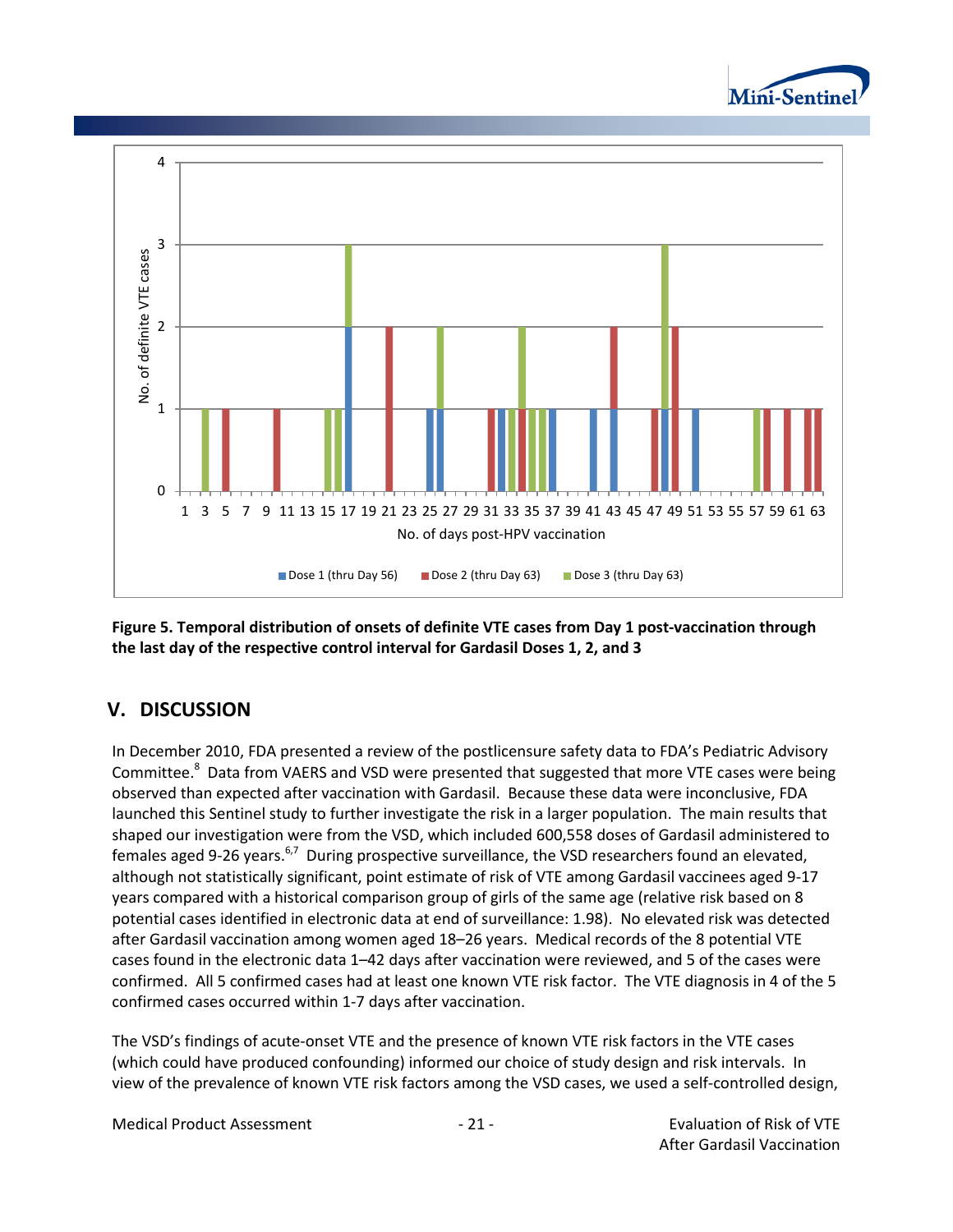4

3

2

1

0

No. of definite VTE cases

1 3 5 7 9 11 13 15 17 19 21 23 25 27 29 31 33 35 37 39 41 43 45 47 49 51 53 55 57 59 61 63

No. of days post-HPV vaccination

Dose 1 (thru Day 56) Dose 2 (thru Day 63) Dose 3 (thru Day 63)

**Figure 5. Temporal distribution of onsets of definite VTE cases from Day 1 post-vaccination through the last day of the respective control interval for Gardasil Doses 1, 2, and 3**

## V. DISCUSSION

In December 2010, FDA presented a review of the postlicensure safety data to FDA's Pediatric Advisory Committee.[8] Data from VAERS and VSD were presented that suggested that more VTE cases were being observed than expected after vaccination with Gardasil. Because these data were inconclusive, FDA launched this Sentinel study to further investigate the risk in a larger population. The main results that shaped our investigation were from the VSD, which included 600,558 doses of Gardasil administered to females aged 9-26 years.[6,7] During prospective surveillance, the VSD researchers found an elevated, although not statistically significant, point estimate of risk of VTE among Gardasil vaccinees aged 9-17 years compared with a historical comparison group of girls of the same age (relative risk based on 8 potential cases identified in electronic data at end of surveillance: 1.98). No elevated risk was detected after Gardasil vaccination among women aged 18–26 years. Medical records of the 8 potential VTE cases found in the electronic data 1–42 days after vaccination were reviewed, and 5 of the cases were confirmed. All 5 confirmed cases had at least one known VTE risk factor. The VTE diagnosis in 4 of the 5 confirmed cases occurred within 1-7 days after vaccination.

The VSD's findings of acute-onset VTE and the presence of known VTE risk factors in the VTE cases (which could have produced confounding) informed our choice of study design and risk intervals. In view of the prevalence of known VTE risk factors among the VSD cases, we used a self-controlled design,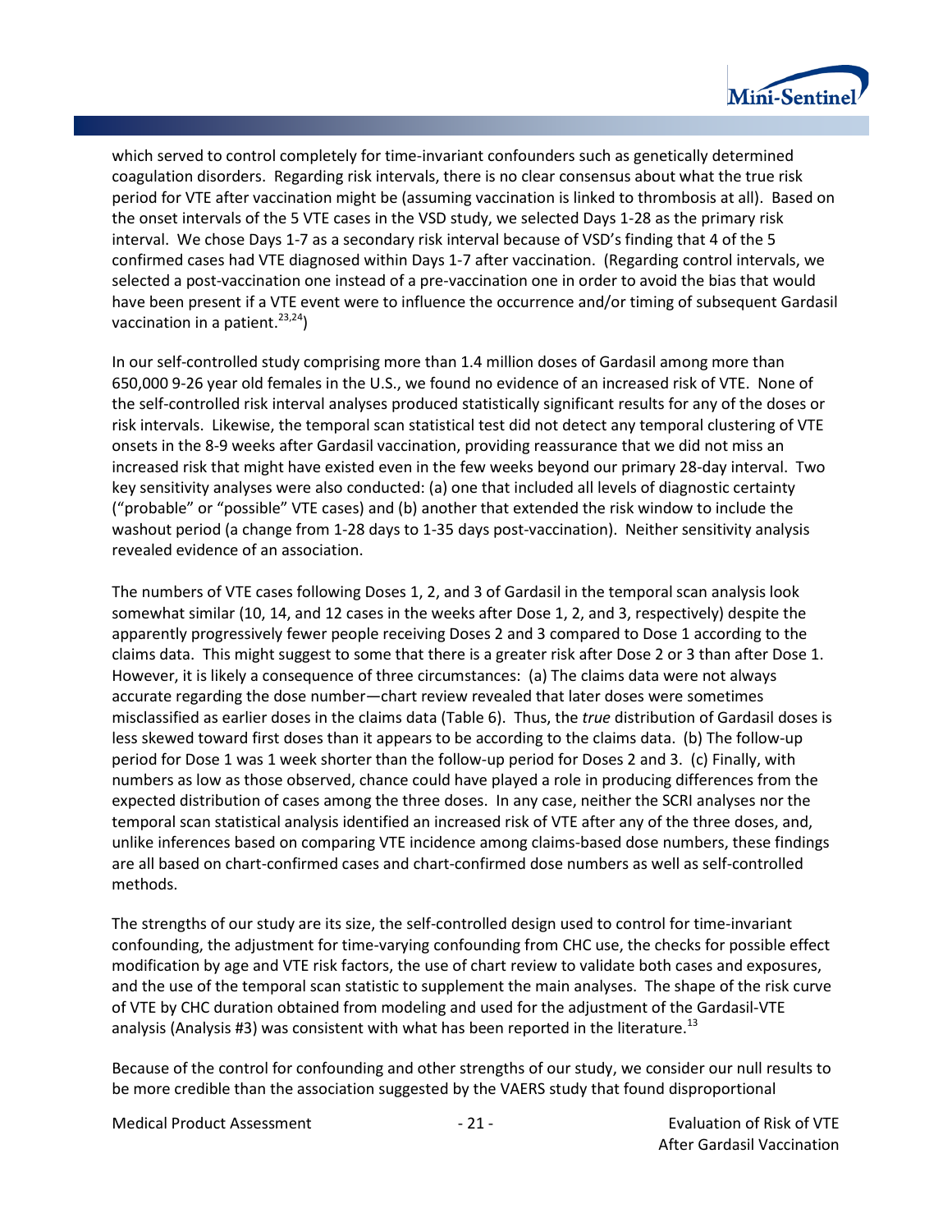which served to control completely for time-invariant confounders such as genetically determined coagulation disorders. Regarding risk intervals, there is no clear consensus about what the true risk period for VTE after vaccination might be (assuming vaccination is linked to thrombosis at all). Based on the onset intervals of the 5 VTE cases in the VSD study, we selected Days 1-28 as the primary risk interval. We chose Days 1-7 as a secondary risk interval because of VSD's finding that 4 of the 5 confirmed cases had VTE diagnosed within Days 1-7 after vaccination. (Regarding control intervals, we selected a post-vaccination one instead of a pre-vaccination one in order to avoid the bias that would have been present if a VTE event were to influence the occurrence and/or timing of subsequent Gardasil vaccination in a patient.[23,24])

In our self-controlled study comprising more than 1.4 million doses of Gardasil among more than 650,000 9-26 year old females in the U.S., we found no evidence of an increased risk of VTE. None of the self-controlled risk interval analyses produced statistically significant results for any of the doses or risk intervals. Likewise, the temporal scan statistical test did not detect any temporal clustering of VTE onsets in the 8-9 weeks after Gardasil vaccination, providing reassurance that we did not miss an increased risk that might have existed even in the few weeks beyond our primary 28-day interval. Two key sensitivity analyses were also conducted: (a) one that included all levels of diagnostic certainty ("probable" or "possible" VTE cases) and (b) another that extended the risk window to include the washout period (a change from 1-28 days to 1-35 days post-vaccination). Neither sensitivity analysis revealed evidence of an association.

The numbers of VTE cases following Doses 1, 2, and 3 of Gardasil in the temporal scan analysis look somewhat similar (10, 14, and 12 cases in the weeks after Dose 1, 2, and 3, respectively) despite the apparently progressively fewer people receiving Doses 2 and 3 compared to Dose 1 according to the claims data. This might suggest to some that there is a greater risk after Dose 2 or 3 than after Dose 1. However, it is likely a consequence of three circumstances: (a) The claims data were not always accurate regarding the dose number—chart review revealed that later doses were sometimes misclassified as earlier doses in the claims data (Table 6). Thus, the *true* distribution of Gardasil doses is less skewed toward first doses than it appears to be according to the claims data. (b) The follow-up period for Dose 1 was 1 week shorter than the follow-up period for Doses 2 and 3. (c) Finally, with numbers as low as those observed, chance could have played a role in producing differences from the expected distribution of cases among the three doses. In any case, neither the SCRI analyses nor the temporal scan statistical analysis identified an increased risk of VTE after any of the three doses, and, unlike inferences based on comparing VTE incidence among claims-based dose numbers, these findings are all based on chart-confirmed cases and chart-confirmed dose numbers as well as self-controlled methods.

The strengths of our study are its size, the self-controlled design used to control for time-invariant confounding, the adjustment for time-varying confounding from CHC use, the checks for possible effect modification by age and VTE risk factors, the use of chart review to validate both cases and exposures, and the use of the temporal scan statistic to supplement the main analyses. The shape of the risk curve of VTE by CHC duration obtained from modeling and used for the adjustment of the Gardasil-VTE analysis (Analysis #3) was consistent with what has been reported in the literature.[13]

Because of the control for confounding and other strengths of our study, we consider our null results to be more credible than the association suggested by the VAERS study that found disproportional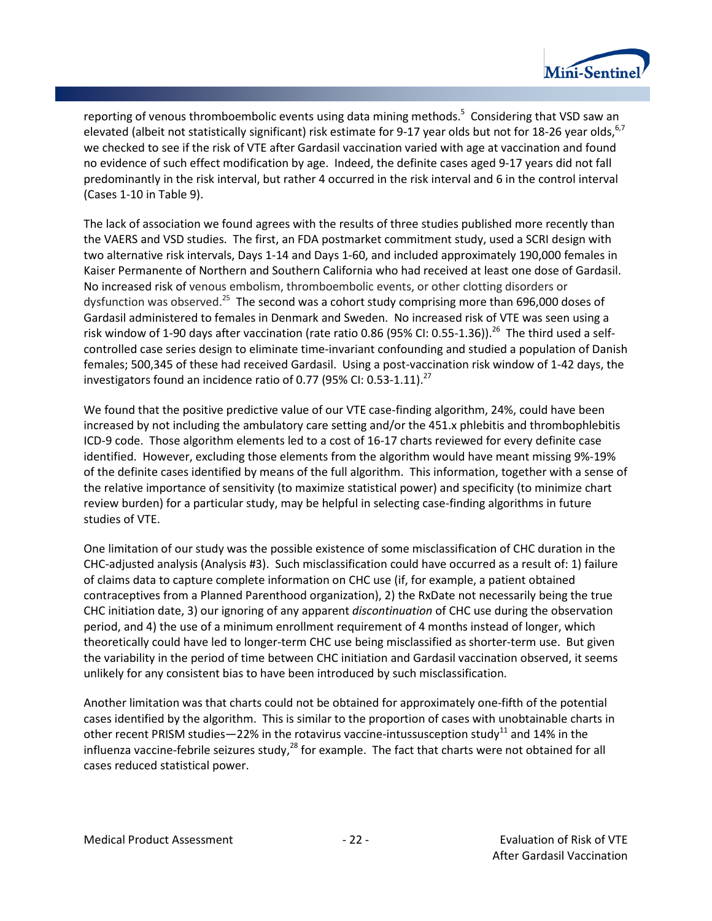reporting of venous thromboembolic events using data mining methods.[5] Considering that VSD saw an elevated (albeit not statistically significant) risk estimate for 9-17 year olds but not for 18-26 year olds,[6,7] we checked to see if the risk of VTE after Gardasil vaccination varied with age at vaccination and found no evidence of such effect modification by age. Indeed, the definite cases aged 9-17 years did not fall predominantly in the risk interval, but rather 4 occurred in the risk interval and 6 in the control interval (Cases 1-10 in Table 9).

The lack of association we found agrees with the results of three studies published more recently than the VAERS and VSD studies. The first, an FDA postmarket commitment study, used a SCRI design with two alternative risk intervals, Days 1-14 and Days 1-60, and included approximately 190,000 females in Kaiser Permanente of Northern and Southern California who had received at least one dose of Gardasil. No increased risk of venous embolism, thromboembolic events, or other clotting disorders or dysfunction was observed.[25] The second was a cohort study comprising more than 696,000 doses of Gardasil administered to females in Denmark and Sweden. No increased risk of VTE was seen using a risk window of 1-90 days after vaccination (rate ratio 0.86 (95% CI: 0.55-1.36)).[26] The third used a self-controlled case series design to eliminate time-invariant confounding and studied a population of Danish females; 500,345 of these had received Gardasil. Using a post-vaccination risk window of 1-42 days, the investigators found an incidence ratio of 0.77 (95% CI: 0.53-1.11).[27]

We found that the positive predictive value of our VTE case-finding algorithm, 24%, could have been increased by not including the ambulatory care setting and/or the 451.x phlebitis and thrombophlebitis ICD-9 code. Those algorithm elements led to a cost of 16-17 charts reviewed for every definite case identified. However, excluding those elements from the algorithm would have meant missing 9%-19% of the definite cases identified by means of the full algorithm. This information, together with a sense of the relative importance of sensitivity (to maximize statistical power) and specificity (to minimize chart review burden) for a particular study, may be helpful in selecting case-finding algorithms in future studies of VTE.

One limitation of our study was the possible existence of some misclassification of CHC duration in the CHC-adjusted analysis (Analysis #3). Such misclassification could have occurred as a result of: 1) failure of claims data to capture complete information on CHC use (if, for example, a patient obtained contraceptives from a Planned Parenthood organization), 2) the RxDate not necessarily being the true CHC initiation date, 3) our ignoring of any apparent *discontinuation* of CHC use during the observation period, and 4) the use of a minimum enrollment requirement of 4 months instead of longer, which theoretically could have led to longer-term CHC use being misclassified as shorter-term use. But given the variability in the period of time between CHC initiation and Gardasil vaccination observed, it seems unlikely for any consistent bias to have been introduced by such misclassification.

Another limitation was that charts could not be obtained for approximately one-fifth of the potential cases identified by the algorithm. This is similar to the proportion of cases with unobtainable charts in other recent PRISM studies—22% in the rotavirus vaccine-intussusception study[11] and 14% in the influenza vaccine-febrile seizures study,[28] for example. The fact that charts were not obtained for all cases reduced statistical power.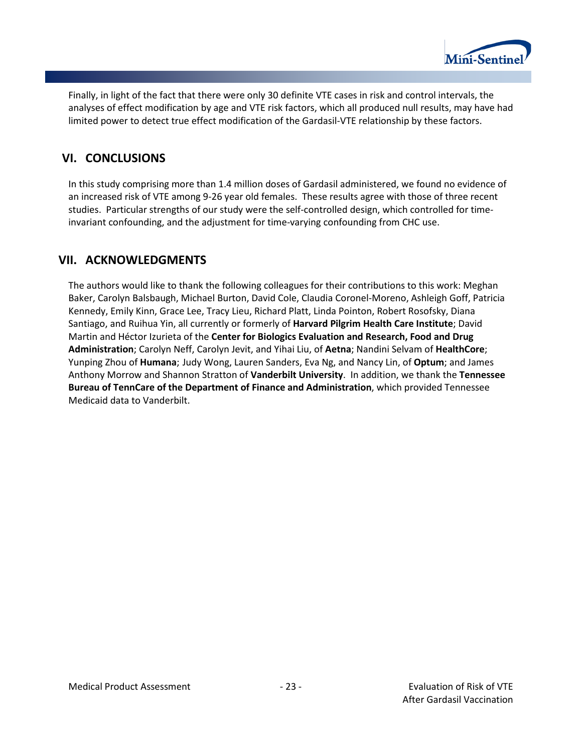Finally, in light of the fact that there were only 30 definite VTE cases in risk and control intervals, the analyses of effect modification by age and VTE risk factors, which all produced null results, may have had limited power to detect true effect modification of the Gardasil-VTE relationship by these factors.

## VI. CONCLUSIONS

In this study comprising more than 1.4 million doses of Gardasil administered, we found no evidence of an increased risk of VTE among 9-26 year old females. These results agree with those of three recent studies. Particular strengths of our study were the self-controlled design, which controlled for time-invariant confounding, and the adjustment for time-varying confounding from CHC use.

## VII. ACKNOWLEDGMENTS

The authors would like to thank the following colleagues for their contributions to this work: Meghan Baker, Carolyn Balsbaugh, Michael Burton, David Cole, Claudia Coronel-Moreno, Ashleigh Goff, Patricia Kennedy, Emily Kinn, Grace Lee, Tracy Lieu, Richard Platt, Linda Pointon, Robert Rosofsky, Diana Santiago, and Ruihua Yin, all currently or formerly of **Harvard Pilgrim Health Care Institute**; David Martin and Héctor Izurieta of the **Center for Biologics Evaluation and Research, Food and Drug Administration**; Carolyn Neff, Carolyn Jevit, and Yihai Liu, of **Aetna**; Nandini Selvam of **HealthCore**; Yunping Zhou of **Humana**; Judy Wong, Lauren Sanders, Eva Ng, and Nancy Lin, of **Optum**; and James Anthony Morrow and Shannon Stratton of **Vanderbilt University**. In addition, we thank the **Tennessee Bureau of TennCare of the Department of Finance and Administration**, which provided Tennessee Medicaid data to Vanderbilt.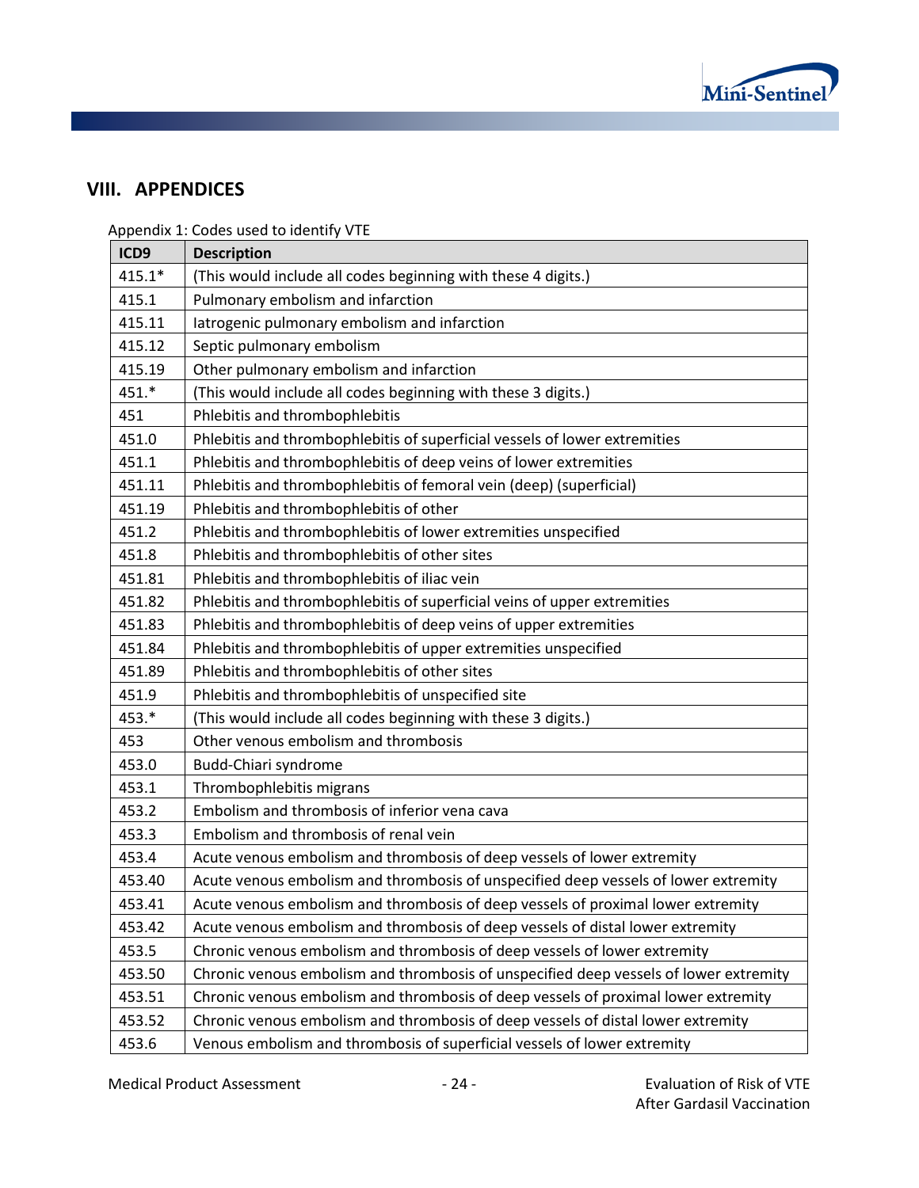# VIII. APPENDICES

Appendix 1: Codes used to identify VTE

| ICD9 | Description |
|---|---|
| 415.1* | (This would include all codes beginning with these 4 digits.) |
| 415.1 | Pulmonary embolism and infarction |
| 415.11 | Iatrogenic pulmonary embolism and infarction |
| 415.12 | Septic pulmonary embolism |
| 415.19 | Other pulmonary embolism and infarction |
| 451.* | (This would include all codes beginning with these 3 digits.) |
| 451 | Phlebitis and thrombophlebitis |
| 451.0 | Phlebitis and thrombophlebitis of superficial vessels of lower extremities |
| 451.1 | Phlebitis and thrombophlebitis of deep veins of lower extremities |
| 451.11 | Phlebitis and thrombophlebitis of femoral vein (deep) (superficial) |
| 451.19 | Phlebitis and thrombophlebitis of other |
| 451.2 | Phlebitis and thrombophlebitis of lower extremities unspecified |
| 451.8 | Phlebitis and thrombophlebitis of other sites |
| 451.81 | Phlebitis and thrombophlebitis of iliac vein |
| 451.82 | Phlebitis and thrombophlebitis of superficial veins of upper extremities |
| 451.83 | Phlebitis and thrombophlebitis of deep veins of upper extremities |
| 451.84 | Phlebitis and thrombophlebitis of upper extremities unspecified |
| 451.89 | Phlebitis and thrombophlebitis of other sites |
| 451.9 | Phlebitis and thrombophlebitis of unspecified site |
| 453.* | (This would include all codes beginning with these 3 digits.) |
| 453 | Other venous embolism and thrombosis |
| 453.0 | Budd-Chiari syndrome |
| 453.1 | Thrombophlebitis migrans |
| 453.2 | Embolism and thrombosis of inferior vena cava |
| 453.3 | Embolism and thrombosis of renal vein |
| 453.4 | Acute venous embolism and thrombosis of deep vessels of lower extremity |
| 453.40 | Acute venous embolism and thrombosis of unspecified deep vessels of lower extremity |
| 453.41 | Acute venous embolism and thrombosis of deep vessels of proximal lower extremity |
| 453.42 | Acute venous embolism and thrombosis of deep vessels of distal lower extremity |
| 453.5 | Chronic venous embolism and thrombosis of deep vessels of lower extremity |
| 453.50 | Chronic venous embolism and thrombosis of unspecified deep vessels of lower extremity |
| 453.51 | Chronic venous embolism and thrombosis of deep vessels of proximal lower extremity |
| 453.52 | Chronic venous embolism and thrombosis of deep vessels of distal lower extremity |
| 453.6 | Venous embolism and thrombosis of superficial vessels of lower extremity |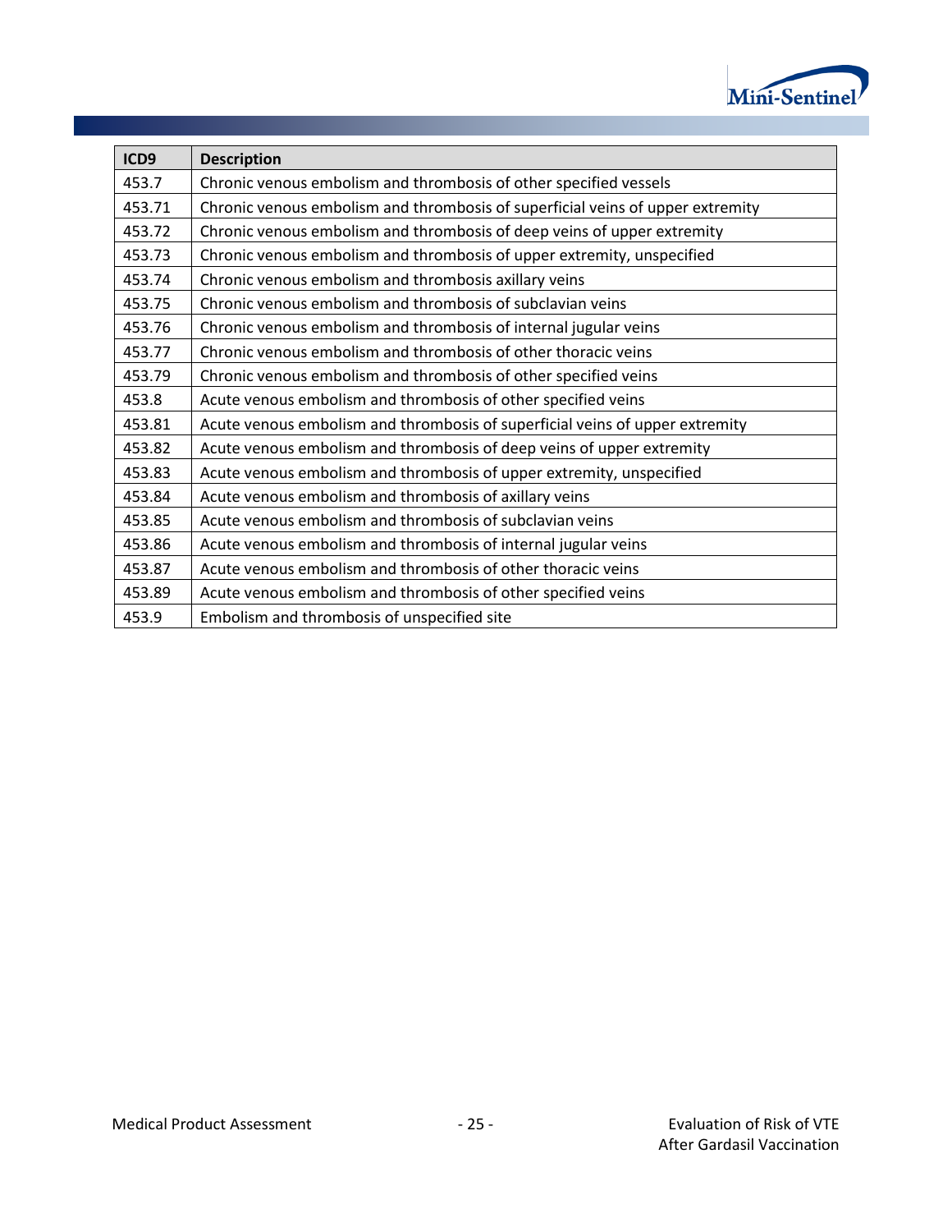| ICD9 | Description |
| --- | --- |
| 453.7 | Chronic venous embolism and thrombosis of other specified vessels |
| 453.71 | Chronic venous embolism and thrombosis of superficial veins of upper extremity |
| 453.72 | Chronic venous embolism and thrombosis of deep veins of upper extremity |
| 453.73 | Chronic venous embolism and thrombosis of upper extremity, unspecified |
| 453.74 | Chronic venous embolism and thrombosis axillary veins |
| 453.75 | Chronic venous embolism and thrombosis of subclavian veins |
| 453.76 | Chronic venous embolism and thrombosis of internal jugular veins |
| 453.77 | Chronic venous embolism and thrombosis of other thoracic veins |
| 453.79 | Chronic venous embolism and thrombosis of other specified veins |
| 453.8 | Acute venous embolism and thrombosis of other specified veins |
| 453.81 | Acute venous embolism and thrombosis of superficial veins of upper extremity |
| 453.82 | Acute venous embolism and thrombosis of deep veins of upper extremity |
| 453.83 | Acute venous embolism and thrombosis of upper extremity, unspecified |
| 453.84 | Acute venous embolism and thrombosis of axillary veins |
| 453.85 | Acute venous embolism and thrombosis of subclavian veins |
| 453.86 | Acute venous embolism and thrombosis of internal jugular veins |
| 453.87 | Acute venous embolism and thrombosis of other thoracic veins |
| 453.89 | Acute venous embolism and thrombosis of other specified veins |
| 453.9 | Embolism and thrombosis of unspecified site |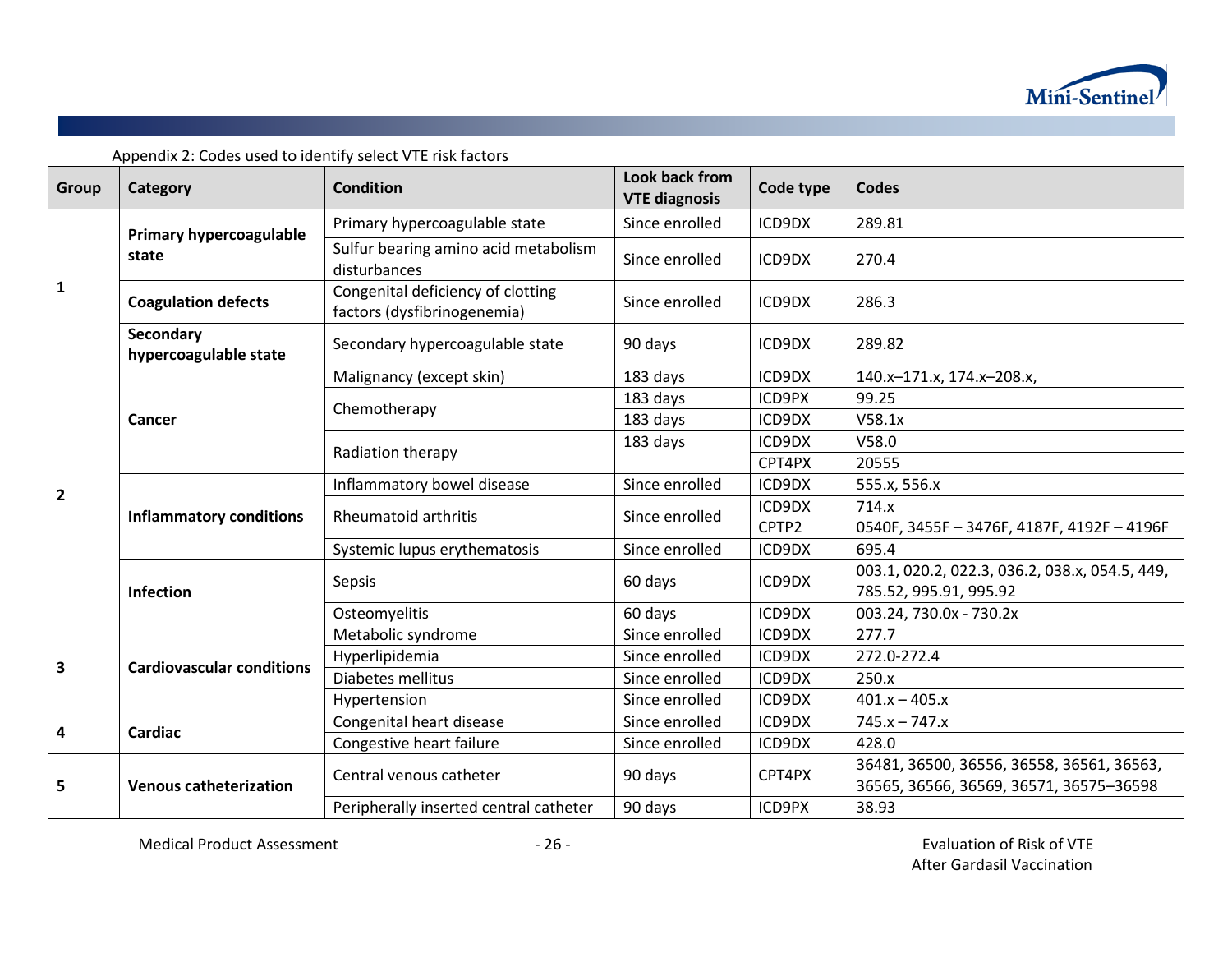Appendix 2: Codes used to identify select VTE risk factors

| Group | Category | Condition | Look back from VTE diagnosis | Code type | Codes |
|---|---|---|---|---|---|
| 1 | **Primary hypercoagulable state** | Primary hypercoagulable state | Since enrolled | ICD9DX | 289.81 |
| | | Sulfur bearing amino acid metabolism disturbances | Since enrolled | ICD9DX | 270.4 |
| | **Coagulation defects** | Congenital deficiency of clotting factors (dysfibrinogenemia) | Since enrolled | ICD9DX | 286.3 |
| | **Secondary hypercoagulable state** | Secondary hypercoagulable state | 90 days | ICD9DX | 289.82 |
| 2 | **Cancer** | Malignancy (except skin) | 183 days | ICD9DX | 140.x–171.x, 174.x–208.x, |
| | | Chemotherapy | 183 days | ICD9PX | 99.25 |
| | | | 183 days | ICD9DX | V58.1x |
| | | Radiation therapy | 183 days | ICD9DX | V58.0 |
| | | | | CPT4PX | 20555 |
| | **Inflammatory conditions** | Inflammatory bowel disease | Since enrolled | ICD9DX | 555.x, 556.x |
| | | Rheumatoid arthritis | Since enrolled | ICD9DX<br>CPTP2 | 714.x<br>0540F, 3455F – 3476F, 4187F, 4192F – 4196F |
| | | Systemic lupus erythematosis | Since enrolled | ICD9DX | 695.4 |
| | **Infection** | Sepsis | 60 days | ICD9DX | 003.1, 020.2, 022.3, 036.2, 038.x, 054.5, 449, 785.52, 995.91, 995.92 |
| | | Osteomyelitis | 60 days | ICD9DX | 003.24, 730.0x - 730.2x |
| 3 | **Cardiovascular conditions** | Metabolic syndrome | Since enrolled | ICD9DX | 277.7 |
| | | Hyperlipidemia | Since enrolled | ICD9DX | 272.0-272.4 |
| | | Diabetes mellitus | Since enrolled | ICD9DX | 250.x |
| | | Hypertension | Since enrolled | ICD9DX | 401.x – 405.x |
| 4 | **Cardiac** | Congenital heart disease | Since enrolled | ICD9DX | 745.x – 747.x |
| | | Congestive heart failure | Since enrolled | ICD9DX | 428.0 |
| 5 | **Venous catheterization** | Central venous catheter | 90 days | CPT4PX | 36481, 36500, 36556, 36558, 36561, 36563, 36565, 36566, 36569, 36571, 36575–36598 |
| | | Peripherally inserted central catheter | 90 days | ICD9PX | 38.93 |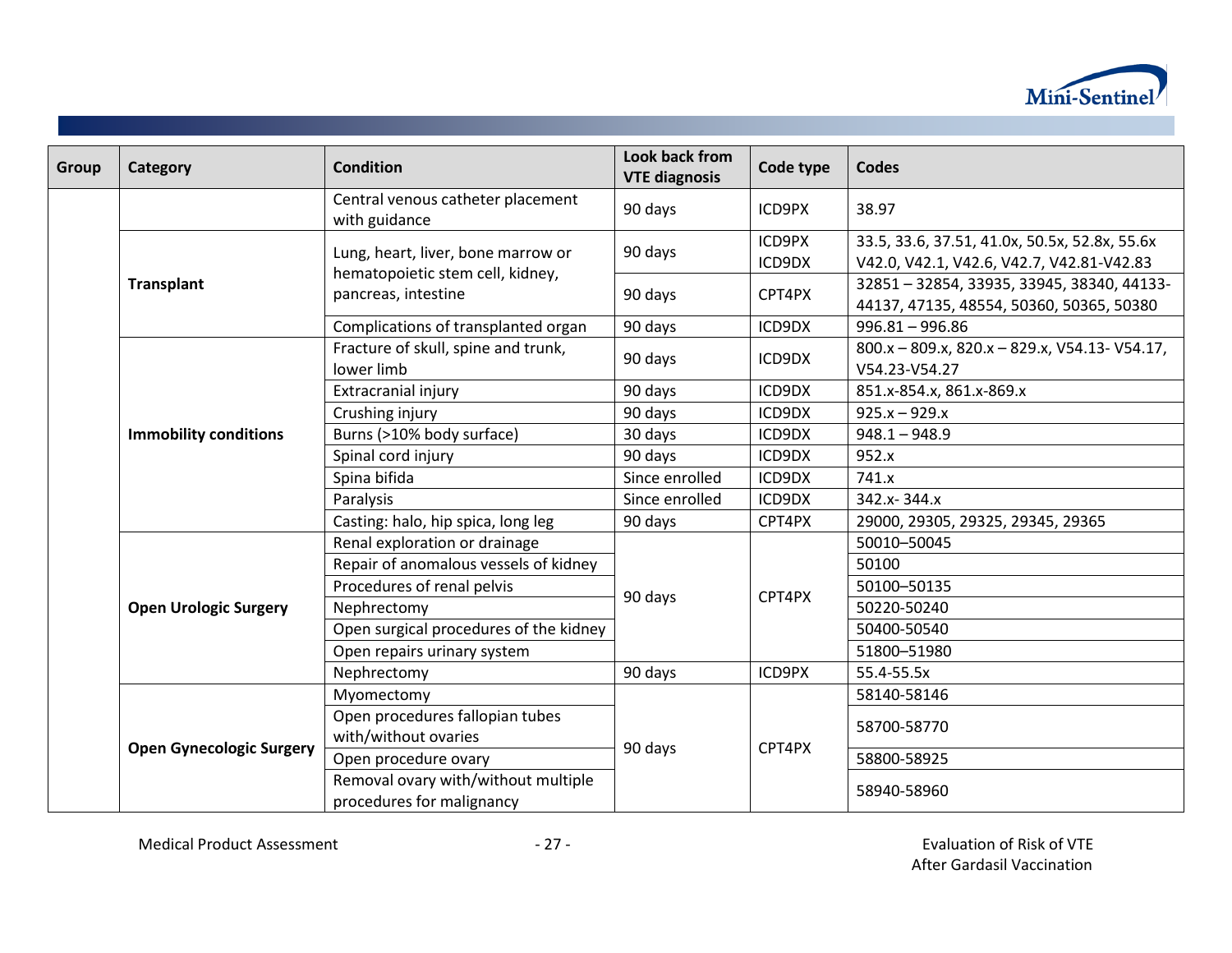| Group | Category | Condition | Look back from VTE diagnosis | Code type | Codes |
|---|---|---|---|---|---|
| | | Central venous catheter placement with guidance | 90 days | ICD9PX | 38.97 |
| | **Transplant** | Lung, heart, liver, bone marrow or hematopoietic stem cell, kidney, pancreas, intestine | 90 days | ICD9PX<br>ICD9DX | 33.5, 33.6, 37.51, 41.0x, 50.5x, 52.8x, 55.6x<br>V42.0, V42.1, V42.6, V42.7, V42.81-V42.83 |
| | | | 90 days | CPT4PX | 32851 – 32854, 33935, 33945, 38340, 44133-44137, 47135, 48554, 50360, 50365, 50380 |
| | | Complications of transplanted organ | 90 days | ICD9DX | 996.81 – 996.86 |
| | **Immobility conditions** | Fracture of skull, spine and trunk, lower limb | 90 days | ICD9DX | 800.x – 809.x, 820.x – 829.x, V54.13- V54.17, V54.23-V54.27 |
| | | Extracranial injury | 90 days | ICD9DX | 851.x-854.x, 861.x-869.x |
| | | Crushing injury | 90 days | ICD9DX | 925.x – 929.x |
| | | Burns (>10% body surface) | 30 days | ICD9DX | 948.1 – 948.9 |
| | | Spinal cord injury | 90 days | ICD9DX | 952.x |
| | | Spina bifida | Since enrolled | ICD9DX | 741.x |
| | | Paralysis | Since enrolled | ICD9DX | 342.x- 344.x |
| | | Casting: halo, hip spica, long leg | 90 days | CPT4PX | 29000, 29305, 29325, 29345, 29365 |
| | **Open Urologic Surgery** | Renal exploration or drainage | 90 days | CPT4PX | 50010–50045 |
| | | Repair of anomalous vessels of kidney | | | 50100 |
| | | Procedures of renal pelvis | | | 50100–50135 |
| | | Nephrectomy | | | 50220-50240 |
| | | Open surgical procedures of the kidney | | | 50400-50540 |
| | | Open repairs urinary system | | | 51800–51980 |
| | | Nephrectomy | 90 days | ICD9PX | 55.4-55.5x |
| | **Open Gynecologic Surgery** | Myomectomy | 90 days | CPT4PX | 58140-58146 |
| | | Open procedures fallopian tubes with/without ovaries | | | 58700-58770 |
| | | Open procedure ovary | | | 58800-58925 |
| | | Removal ovary with/without multiple procedures for malignancy | | | 58940-58960 |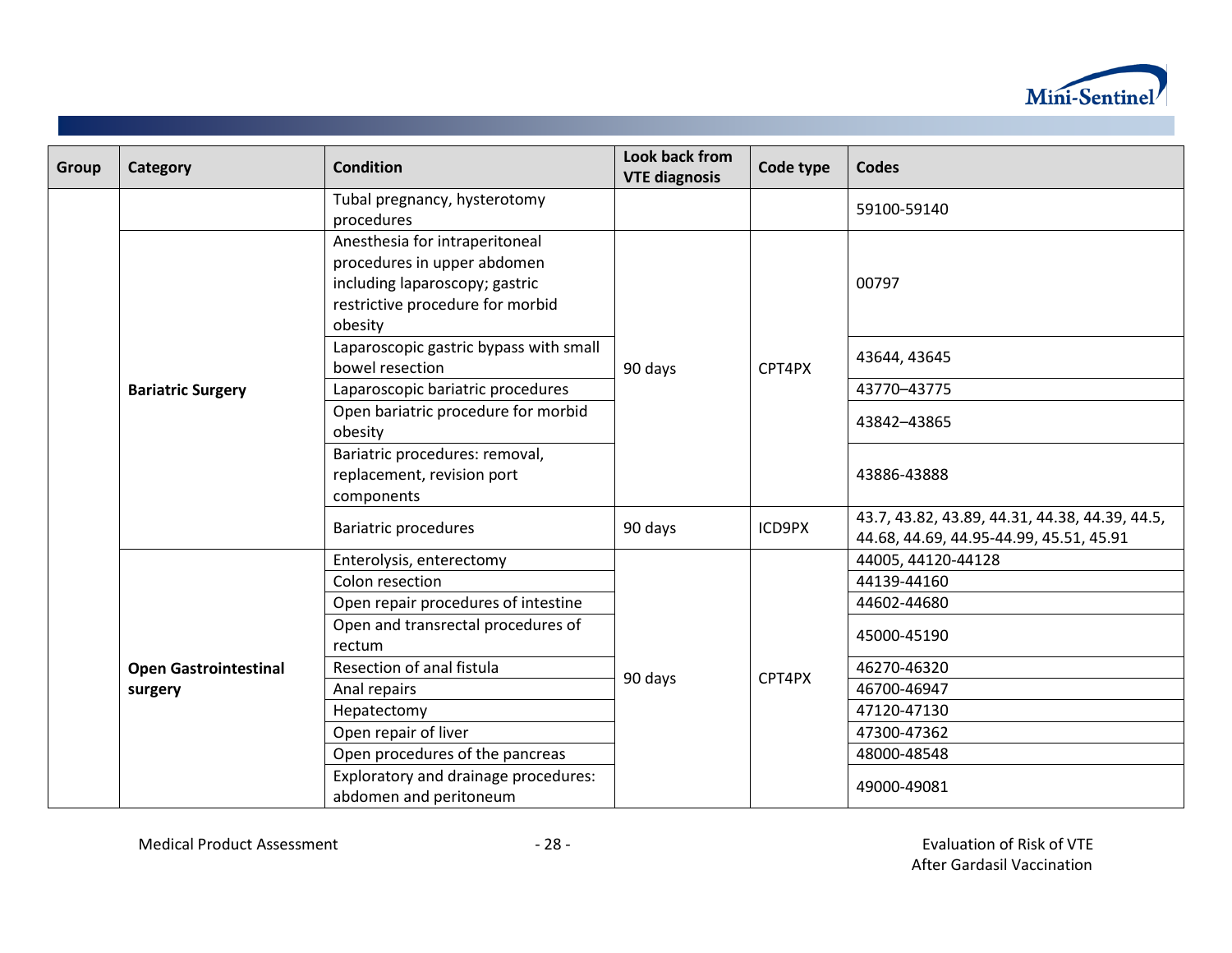| Group | Category | Condition | Look back from VTE diagnosis | Code type | Codes |
|---|---|---|---|---|---|
| | | Tubal pregnancy, hysterotomy procedures | | | 59100-59140 |
| | **Bariatric Surgery** | Anesthesia for intraperitoneal procedures in upper abdomen including laparoscopy; gastric restrictive procedure for morbid obesity | 90 days | CPT4PX | 00797 |
| | | Laparoscopic gastric bypass with small bowel resection | | | 43644, 43645 |
| | | Laparoscopic bariatric procedures | | | 43770–43775 |
| | | Open bariatric procedure for morbid obesity | | | 43842–43865 |
| | | Bariatric procedures: removal, replacement, revision port components | | | 43886-43888 |
| | | Bariatric procedures | 90 days | ICD9PX | 43.7, 43.82, 43.89, 44.31, 44.38, 44.39, 44.5, 44.68, 44.69, 44.95-44.99, 45.51, 45.91 |
| | **Open Gastrointestinal surgery** | Enterolysis, enterectomy | 90 days | CPT4PX | 44005, 44120-44128 |
| | | Colon resection | | | 44139-44160 |
| | | Open repair procedures of intestine | | | 44602-44680 |
| | | Open and transrectal procedures of rectum | | | 45000-45190 |
| | | Resection of anal fistula | | | 46270-46320 |
| | | Anal repairs | | | 46700-46947 |
| | | Hepatectomy | | | 47120-47130 |
| | | Open repair of liver | | | 47300-47362 |
| | | Open procedures of the pancreas | | | 48000-48548 |
| | | Exploratory and drainage procedures: abdomen and peritoneum | | | 49000-49081 |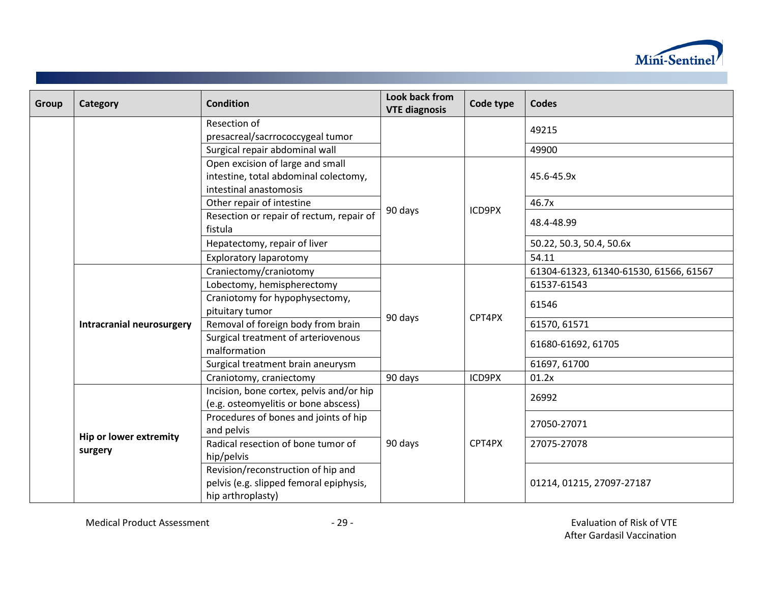| Group | Category | Condition | Look back from VTE diagnosis | Code type | Codes |
|---|---|---|---|---|---|
| | | Resection of presacreal/sacrrococcygeal tumor | | | 49215 |
| | | Surgical repair abdominal wall | | | 49900 |
| | | Open excision of large and small intestine, total abdominal colectomy, intestinal anastomosis | 90 days | ICD9PX | 45.6-45.9x |
| | | Other repair of intestine | | | 46.7x |
| | | Resection or repair of rectum, repair of fistula | | | 48.4-48.99 |
| | | Hepatectomy, repair of liver | | | 50.22, 50.3, 50.4, 50.6x |
| | | Exploratory laparotomy | | | 54.11 |
| | **Intracranial neurosurgery** | Craniectomy/craniotomy | 90 days | CPT4PX | 61304-61323, 61340-61530, 61566, 61567 |
| | | Lobectomy, hemispherectomy | | | 61537-61543 |
| | | Craniotomy for hypophysectomy, pituitary tumor | | | 61546 |
| | | Removal of foreign body from brain | | | 61570, 61571 |
| | | Surgical treatment of arteriovenous malformation | | | 61680-61692, 61705 |
| | | Surgical treatment brain aneurysm | | | 61697, 61700 |
| | | Craniotomy, craniectomy | 90 days | ICD9PX | 01.2x |
| | **Hip or lower extremity surgery** | Incision, bone cortex, pelvis and/or hip (e.g. osteomyelitis or bone abscess) | 90 days | CPT4PX | 26992 |
| | | Procedures of bones and joints of hip and pelvis | | | 27050-27071 |
| | | Radical resection of bone tumor of hip/pelvis | | | 27075-27078 |
| | | Revision/reconstruction of hip and pelvis (e.g. slipped femoral epiphysis, hip arthroplasty) | | | 01214, 01215, 27097-27187 |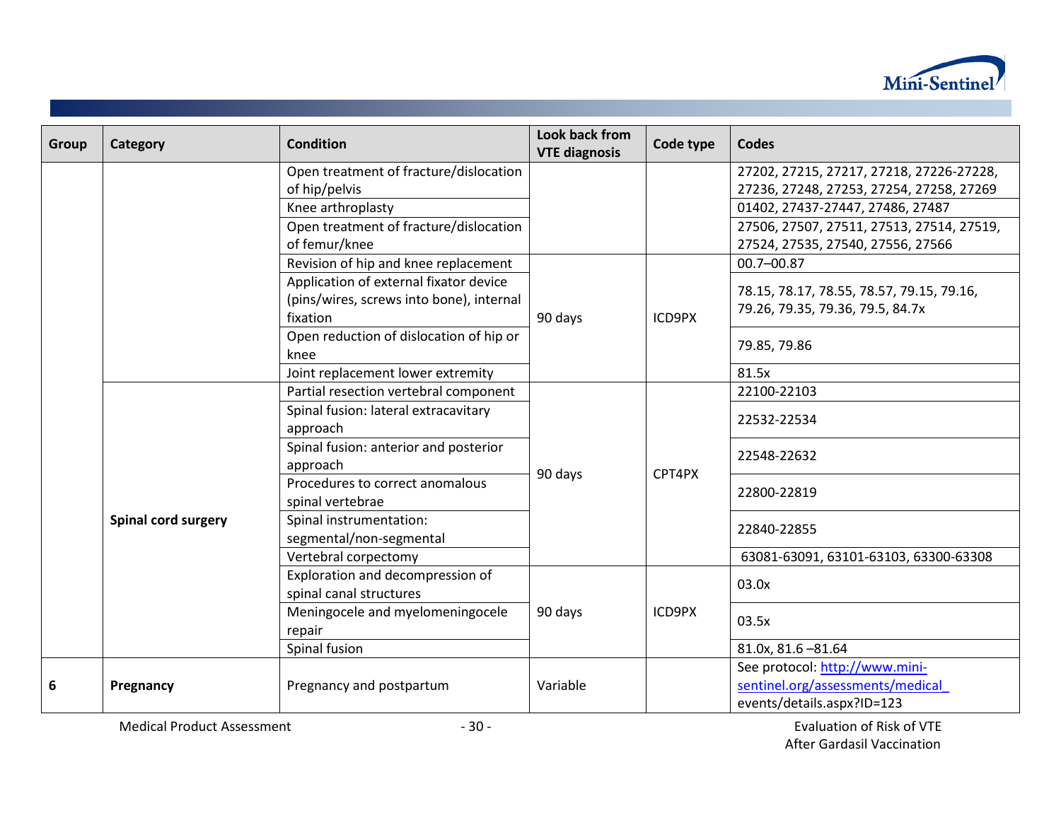| Group | Category | Condition | Look back from VTE diagnosis | Code type | Codes |
|---|---|---|---|---|---|
| | | Open treatment of fracture/dislocation of hip/pelvis | | | 27202, 27215, 27217, 27218, 27226-27228, 27236, 27248, 27253, 27254, 27258, 27269 |
| | | Knee arthroplasty | | | 01402, 27437-27447, 27486, 27487 |
| | | Open treatment of fracture/dislocation of femur/knee | | | 27506, 27507, 27511, 27513, 27514, 27519, 27524, 27535, 27540, 27556, 27566 |
| | | Revision of hip and knee replacement | 90 days | ICD9PX | 00.7–00.87 |
| | | Application of external fixator device (pins/wires, screws into bone), internal fixation | 90 days | ICD9PX | 78.15, 78.17, 78.55, 78.57, 79.15, 79.16, 79.26, 79.35, 79.36, 79.5, 84.7x |
| | | Open reduction of dislocation of hip or knee | 90 days | ICD9PX | 79.85, 79.86 |
| | | Joint replacement lower extremity | 90 days | ICD9PX | 81.5x |
| | **Spinal cord surgery** | Partial resection vertebral component | 90 days | CPT4PX | 22100-22103 |
| | | Spinal fusion: lateral extracavitary approach | 90 days | CPT4PX | 22532-22534 |
| | | Spinal fusion: anterior and posterior approach | 90 days | CPT4PX | 22548-22632 |
| | | Procedures to correct anomalous spinal vertebrae | 90 days | CPT4PX | 22800-22819 |
| | | Spinal instrumentation: segmental/non-segmental | 90 days | CPT4PX | 22840-22855 |
| | | Vertebral corpectomy | 90 days | CPT4PX | 63081-63091, 63101-63103, 63300-63308 |
| | | Exploration and decompression of spinal canal structures | 90 days | ICD9PX | 03.0x |
| | | Meningocele and myelomeningocele repair | 90 days | ICD9PX | 03.5x |
| | | Spinal fusion | 90 days | ICD9PX | 81.0x, 81.6 –81.64 |
| **6** | **Pregnancy** | Pregnancy and postpartum | Variable | | See protocol: http://www.mini-sentinel.org/assessments/medical_events/details.aspx?ID=123 |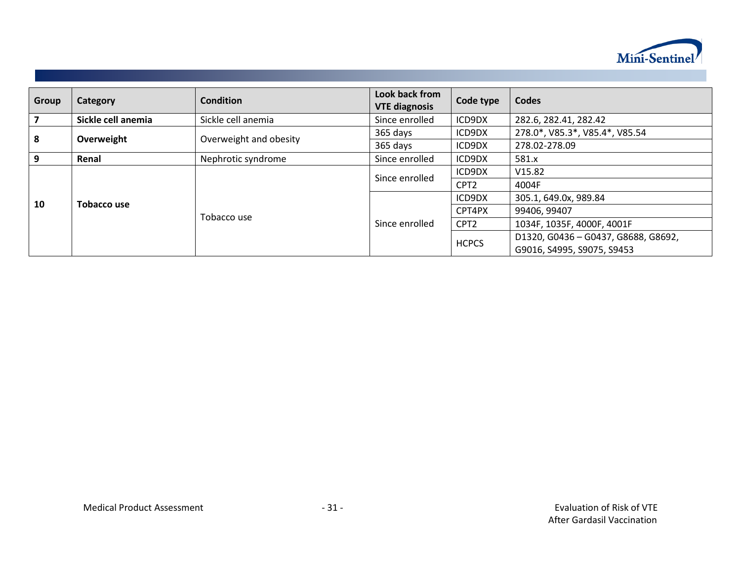| Group | Category | Condition | Look back from VTE diagnosis | Code type | Codes |
|---|---|---|---|---|---|
| 7 | **Sickle cell anemia** | Sickle cell anemia | Since enrolled | ICD9DX | 282.6, 282.41, 282.42 |
| 8 | **Overweight** | Overweight and obesity | 365 days | ICD9DX | 278.0*, V85.3*, V85.4*, V85.54 |
| | | | 365 days | ICD9DX | 278.02-278.09 |
| 9 | **Renal** | Nephrotic syndrome | Since enrolled | ICD9DX | 581.x |
| 10 | **Tobacco use** | Tobacco use | Since enrolled | ICD9DX | V15.82 |
| | | | | CPT2 | 4004F |
| | | | Since enrolled | ICD9DX | 305.1, 649.0x, 989.84 |
| | | | | CPT4PX | 99406, 99407 |
| | | | | CPT2 | 1034F, 1035F, 4000F, 4001F |
| | | | | HCPCS | D1320, G0436 – G0437, G8688, G8692, G9016, S4995, S9075, S9453 |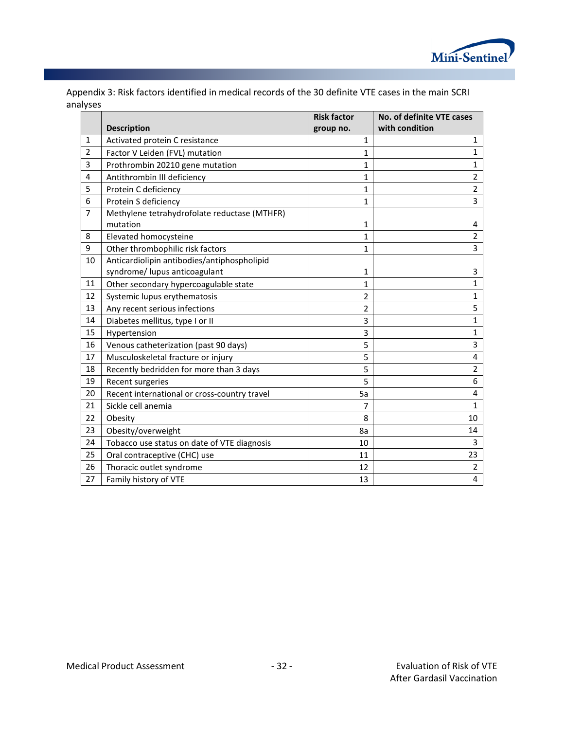Appendix 3: Risk factors identified in medical records of the 30 definite VTE cases in the main SCRI analyses

| | Description | Risk factor group no. | No. of definite VTE cases with condition |
|---|---|---|---|
| 1 | Activated protein C resistance | 1 | 1 |
| 2 | Factor V Leiden (FVL) mutation | 1 | 1 |
| 3 | Prothrombin 20210 gene mutation | 1 | 1 |
| 4 | Antithrombin III deficiency | 1 | 2 |
| 5 | Protein C deficiency | 1 | 2 |
| 6 | Protein S deficiency | 1 | 3 |
| 7 | Methylene tetrahydrofolate reductase (MTHFR) mutation | 1 | 4 |
| 8 | Elevated homocysteine | 1 | 2 |
| 9 | Other thrombophilic risk factors | 1 | 3 |
| 10 | Anticardiolipin antibodies/antiphospholipid syndrome/ lupus anticoagulant | 1 | 3 |
| 11 | Other secondary hypercoagulable state | 1 | 1 |
| 12 | Systemic lupus erythematosis | 2 | 1 |
| 13 | Any recent serious infections | 2 | 5 |
| 14 | Diabetes mellitus, type I or II | 3 | 1 |
| 15 | Hypertension | 3 | 1 |
| 16 | Venous catheterization (past 90 days) | 5 | 3 |
| 17 | Musculoskeletal fracture or injury | 5 | 4 |
| 18 | Recently bedridden for more than 3 days | 5 | 2 |
| 19 | Recent surgeries | 5 | 6 |
| 20 | Recent international or cross-country travel | 5a | 4 |
| 21 | Sickle cell anemia | 7 | 1 |
| 22 | Obesity | 8 | 10 |
| 23 | Obesity/overweight | 8a | 14 |
| 24 | Tobacco use status on date of VTE diagnosis | 10 | 3 |
| 25 | Oral contraceptive (CHC) use | 11 | 23 |
| 26 | Thoracic outlet syndrome | 12 | 2 |
| 27 | Family history of VTE | 13 | 4 |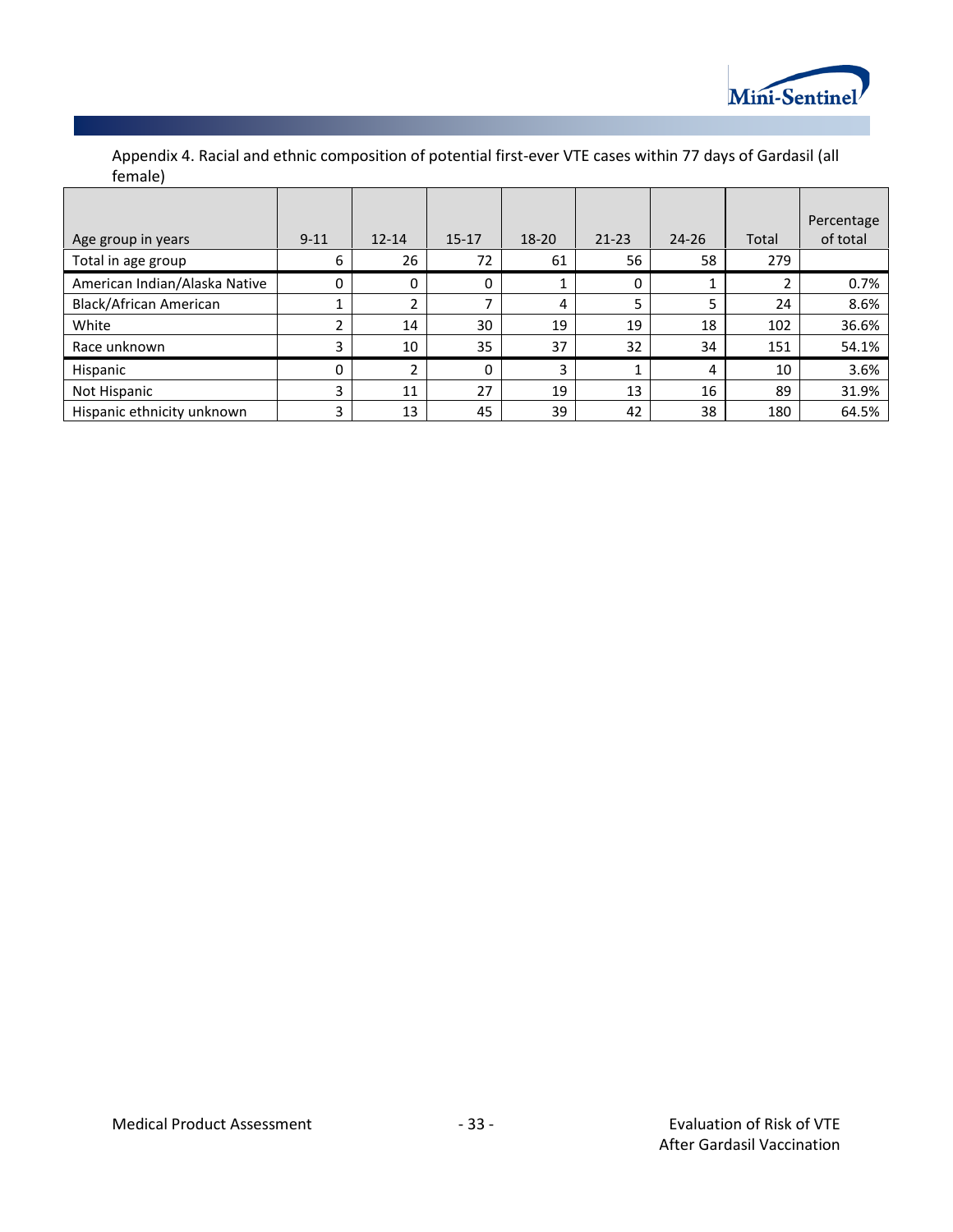Appendix 4. Racial and ethnic composition of potential first-ever VTE cases within 77 days of Gardasil (all female)

| Age group in years | 9-11 | 12-14 | 15-17 | 18-20 | 21-23 | 24-26 | Total | Percentage of total |
|---|---|---|---|---|---|---|---|---|
| Total in age group | 6 | 26 | 72 | 61 | 56 | 58 | 279 | |
| American Indian/Alaska Native | 0 | 0 | 0 | 1 | 0 | 1 | 2 | 0.7% |
| Black/African American | 1 | 2 | 7 | 4 | 5 | 5 | 24 | 8.6% |
| White | 2 | 14 | 30 | 19 | 19 | 18 | 102 | 36.6% |
| Race unknown | 3 | 10 | 35 | 37 | 32 | 34 | 151 | 54.1% |
| Hispanic | 0 | 2 | 0 | 3 | 1 | 4 | 10 | 3.6% |
| Not Hispanic | 3 | 11 | 27 | 19 | 13 | 16 | 89 | 31.9% |
| Hispanic ethnicity unknown | 3 | 13 | 45 | 39 | 42 | 38 | 180 | 64.5% |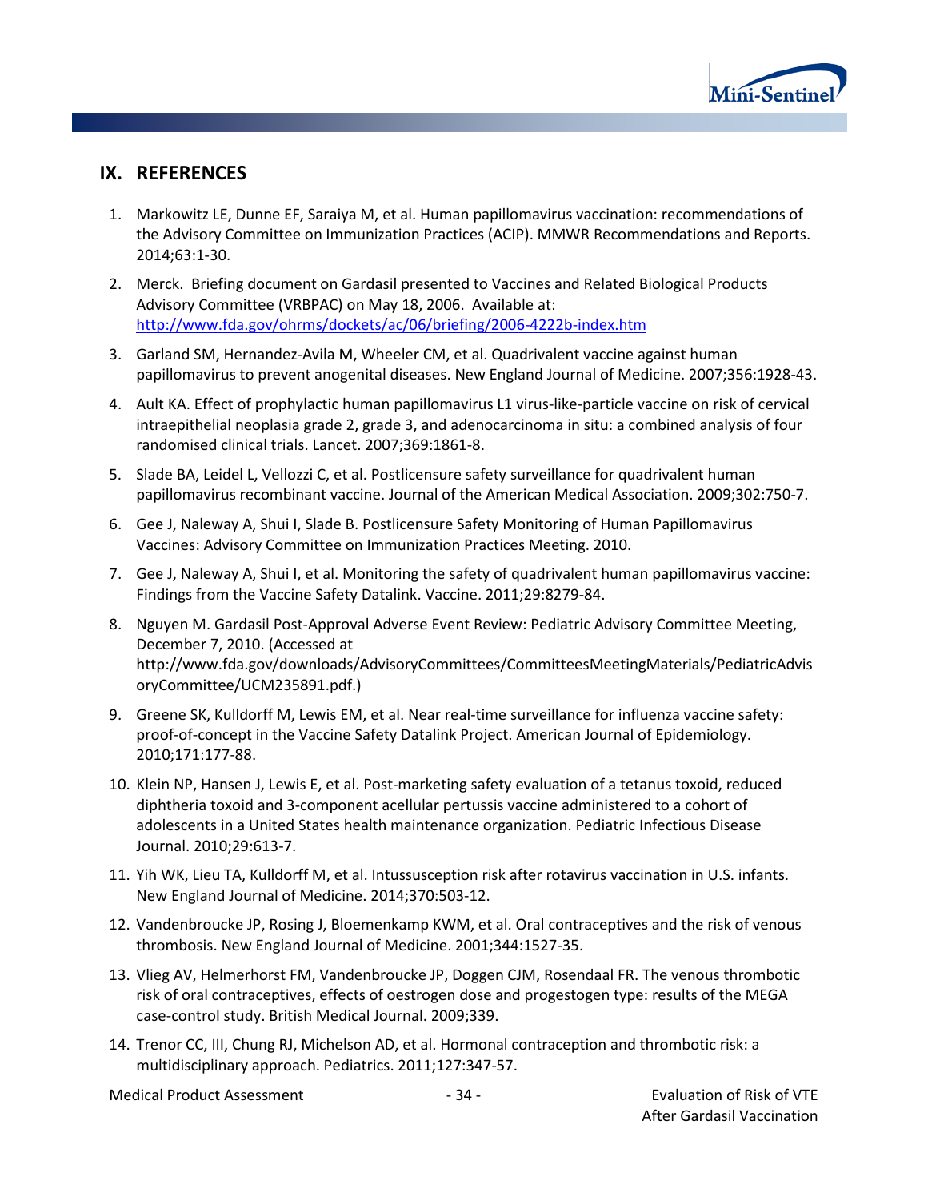## IX. REFERENCES

1. Markowitz LE, Dunne EF, Saraiya M, et al. Human papillomavirus vaccination: recommendations of the Advisory Committee on Immunization Practices (ACIP). MMWR Recommendations and Reports. 2014;63:1-30.
2. Merck. Briefing document on Gardasil presented to Vaccines and Related Biological Products Advisory Committee (VRBPAC) on May 18, 2006. Available at: [http://www.fda.gov/ohrms/dockets/ac/06/briefing/2006-4222b-index.htm](http://www.fda.gov/ohrms/dockets/ac/06/briefing/2006-4222b-index.htm)
3. Garland SM, Hernandez-Avila M, Wheeler CM, et al. Quadrivalent vaccine against human papillomavirus to prevent anogenital diseases. New England Journal of Medicine. 2007;356:1928-43.
4. Ault KA. Effect of prophylactic human papillomavirus L1 virus-like-particle vaccine on risk of cervical intraepithelial neoplasia grade 2, grade 3, and adenocarcinoma in situ: a combined analysis of four randomised clinical trials. Lancet. 2007;369:1861-8.
5. Slade BA, Leidel L, Vellozzi C, et al. Postlicensure safety surveillance for quadrivalent human papillomavirus recombinant vaccine. Journal of the American Medical Association. 2009;302:750-7.
6. Gee J, Naleway A, Shui I, Slade B. Postlicensure Safety Monitoring of Human Papillomavirus Vaccines: Advisory Committee on Immunization Practices Meeting. 2010.
7. Gee J, Naleway A, Shui I, et al. Monitoring the safety of quadrivalent human papillomavirus vaccine: Findings from the Vaccine Safety Datalink. Vaccine. 2011;29:8279-84.
8. Nguyen M. Gardasil Post-Approval Adverse Event Review: Pediatric Advisory Committee Meeting, December 7, 2010. (Accessed at http://www.fda.gov/downloads/AdvisoryCommittees/CommitteesMeetingMaterials/PediatricAdvisoryCommittee/UCM235891.pdf.)
9. Greene SK, Kulldorff M, Lewis EM, et al. Near real-time surveillance for influenza vaccine safety: proof-of-concept in the Vaccine Safety Datalink Project. American Journal of Epidemiology. 2010;171:177-88.
10. Klein NP, Hansen J, Lewis E, et al. Post-marketing safety evaluation of a tetanus toxoid, reduced diphtheria toxoid and 3-component acellular pertussis vaccine administered to a cohort of adolescents in a United States health maintenance organization. Pediatric Infectious Disease Journal. 2010;29:613-7.
11. Yih WK, Lieu TA, Kulldorff M, et al. Intussusception risk after rotavirus vaccination in U.S. infants. New England Journal of Medicine. 2014;370:503-12.
12. Vandenbroucke JP, Rosing J, Bloemenkamp KWM, et al. Oral contraceptives and the risk of venous thrombosis. New England Journal of Medicine. 2001;344:1527-35.
13. Vlieg AV, Helmerhorst FM, Vandenbroucke JP, Doggen CJM, Rosendaal FR. The venous thrombotic risk of oral contraceptives, effects of oestrogen dose and progestogen type: results of the MEGA case-control study. British Medical Journal. 2009;339.
14. Trenor CC, III, Chung RJ, Michelson AD, et al. Hormonal contraception and thrombotic risk: a multidisciplinary approach. Pediatrics. 2011;127:347-57.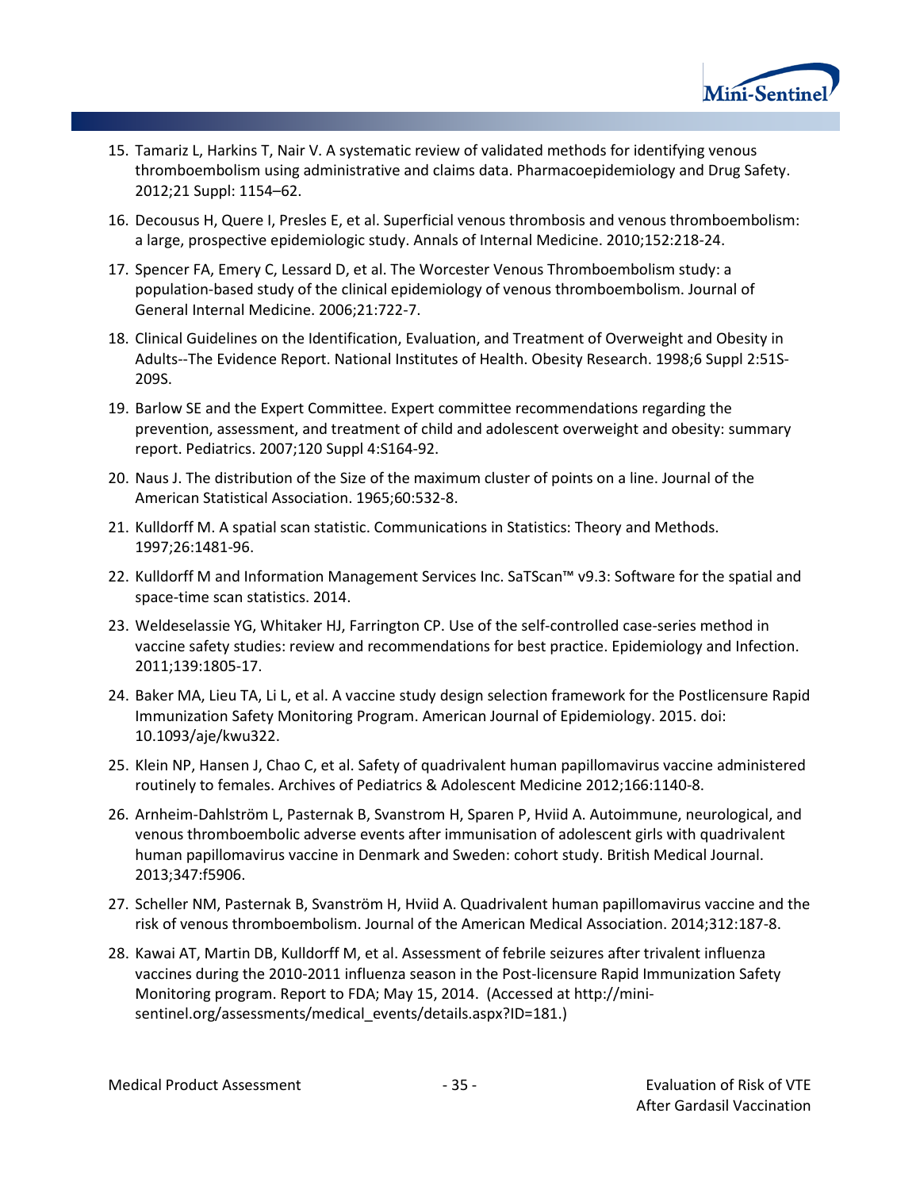15. Tamariz L, Harkins T, Nair V. A systematic review of validated methods for identifying venous thromboembolism using administrative and claims data. Pharmacoepidemiology and Drug Safety. 2012;21 Suppl: 1154–62.
16. Decousus H, Quere I, Presles E, et al. Superficial venous thrombosis and venous thromboembolism: a large, prospective epidemiologic study. Annals of Internal Medicine. 2010;152:218-24.
17. Spencer FA, Emery C, Lessard D, et al. The Worcester Venous Thromboembolism study: a population-based study of the clinical epidemiology of venous thromboembolism. Journal of General Internal Medicine. 2006;21:722-7.
18. Clinical Guidelines on the Identification, Evaluation, and Treatment of Overweight and Obesity in Adults--The Evidence Report. National Institutes of Health. Obesity Research. 1998;6 Suppl 2:51S-209S.
19. Barlow SE and the Expert Committee. Expert committee recommendations regarding the prevention, assessment, and treatment of child and adolescent overweight and obesity: summary report. Pediatrics. 2007;120 Suppl 4:S164-92.
20. Naus J. The distribution of the Size of the maximum cluster of points on a line. Journal of the American Statistical Association. 1965;60:532-8.
21. Kulldorff M. A spatial scan statistic. Communications in Statistics: Theory and Methods. 1997;26:1481-96.
22. Kulldorff M and Information Management Services Inc. SaTScan™ v9.3: Software for the spatial and space-time scan statistics. 2014.
23. Weldeselassie YG, Whitaker HJ, Farrington CP. Use of the self-controlled case-series method in vaccine safety studies: review and recommendations for best practice. Epidemiology and Infection. 2011;139:1805-17.
24. Baker MA, Lieu TA, Li L, et al. A vaccine study design selection framework for the Postlicensure Rapid Immunization Safety Monitoring Program. American Journal of Epidemiology. 2015. doi: 10.1093/aje/kwu322.
25. Klein NP, Hansen J, Chao C, et al. Safety of quadrivalent human papillomavirus vaccine administered routinely to females. Archives of Pediatrics & Adolescent Medicine 2012;166:1140-8.
26. Arnheim-Dahlström L, Pasternak B, Svanstrom H, Sparen P, Hviid A. Autoimmune, neurological, and venous thromboembolic adverse events after immunisation of adolescent girls with quadrivalent human papillomavirus vaccine in Denmark and Sweden: cohort study. British Medical Journal. 2013;347:f5906.
27. Scheller NM, Pasternak B, Svanström H, Hviid A. Quadrivalent human papillomavirus vaccine and the risk of venous thromboembolism. Journal of the American Medical Association. 2014;312:187-8.
28. Kawai AT, Martin DB, Kulldorff M, et al. Assessment of febrile seizures after trivalent influenza vaccines during the 2010-2011 influenza season in the Post-licensure Rapid Immunization Safety Monitoring program. Report to FDA; May 15, 2014. (Accessed at http://mini-sentinel.org/assessments/medical_events/details.aspx?ID=181.)